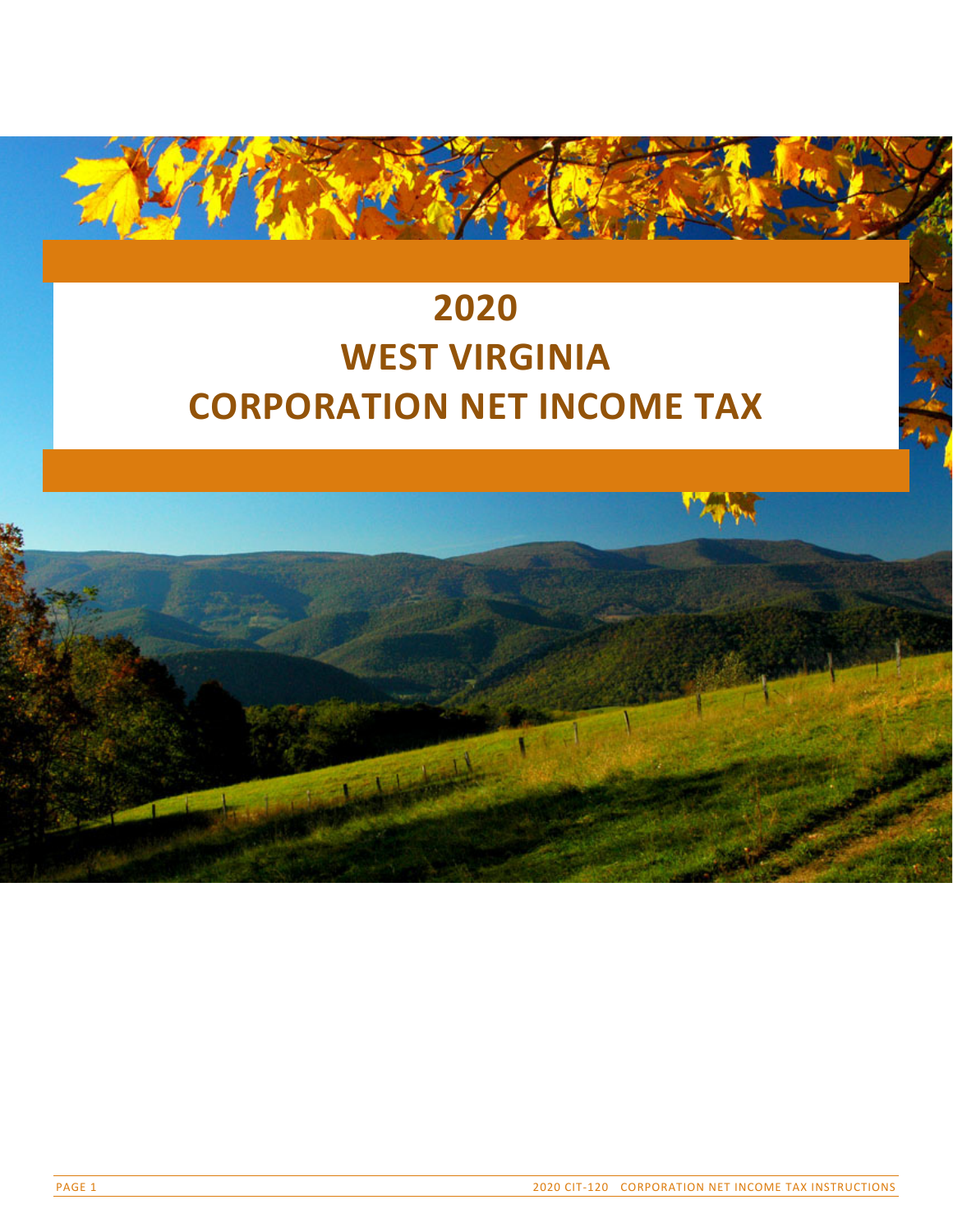# 2020
# WEST VIRGINIA
# CORPORATION NET INCOME TAX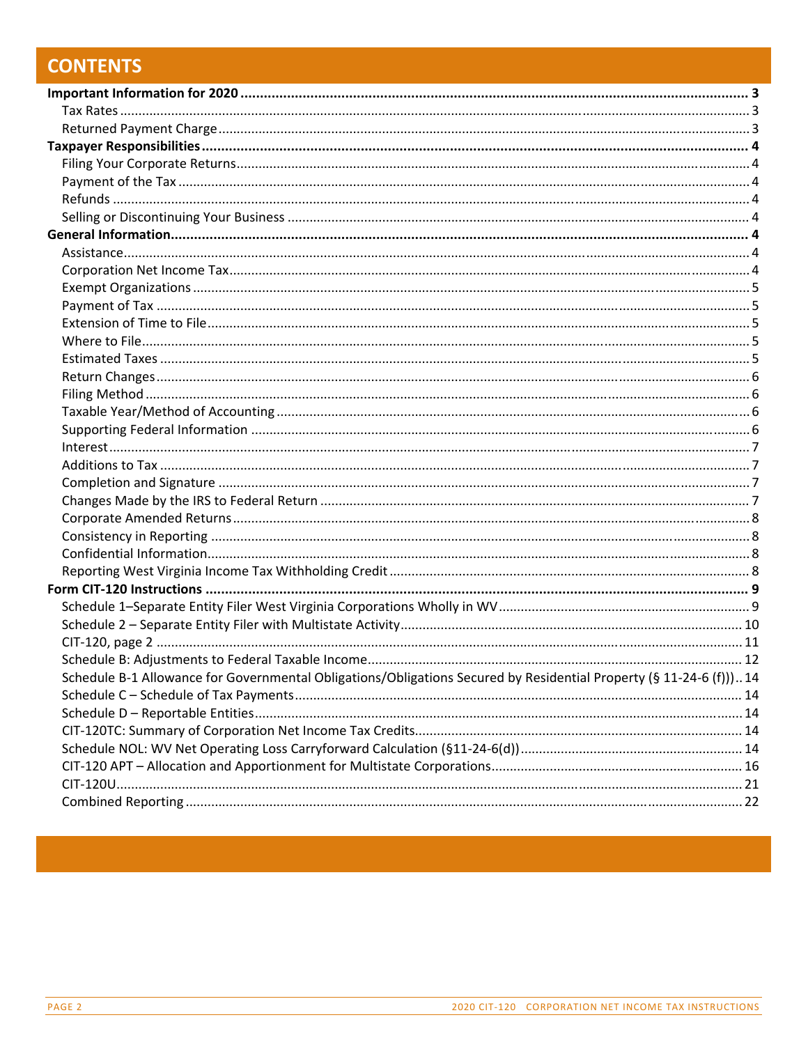# CONTENTS

**Important Information for 2020** ............ **3**
- Tax Rates ............ 3
- Returned Payment Charge ............ 3

**Taxpayer Responsibilities** ............ **4**
- Filing Your Corporate Returns ............ 4
- Payment of the Tax ............ 4
- Refunds ............ 4
- Selling or Discontinuing Your Business ............ 4

**General Information** ............ **4**
- Assistance ............ 4
- Corporation Net Income Tax ............ 4
- Exempt Organizations ............ 5
- Payment of Tax ............ 5
- Extension of Time to File ............ 5
- Where to File ............ 5
- Estimated Taxes ............ 5
- Return Changes ............ 6
- Filing Method ............ 6
- Taxable Year/Method of Accounting ............ 6
- Supporting Federal Information ............ 6
- Interest ............ 7
- Additions to Tax ............ 7
- Completion and Signature ............ 7
- Changes Made by the IRS to Federal Return ............ 7
- Corporate Amended Returns ............ 8
- Consistency in Reporting ............ 8
- Confidential Information ............ 8
- Reporting West Virginia Income Tax Withholding Credit ............ 8

**Form CIT-120 Instructions** ............ **9**
- Schedule 1–Separate Entity Filer West Virginia Corporations Wholly in WV ............ 9
- Schedule 2 – Separate Entity Filer with Multistate Activity ............ 10
- CIT-120, page 2 ............ 11
- Schedule B: Adjustments to Federal Taxable Income ............ 12
- Schedule B-1 Allowance for Governmental Obligations/Obligations Secured by Residential Property (§ 11-24-6 (f)) .. 14
- Schedule C – Schedule of Tax Payments ............ 14
- Schedule D – Reportable Entities ............ 14
- CIT-120TC: Summary of Corporation Net Income Tax Credits ............ 14
- Schedule NOL: WV Net Operating Loss Carryforward Calculation (§11-24-6(d)) ............ 14
- CIT-120 APT – Allocation and Apportionment for Multistate Corporations ............ 16
- CIT-120U ............ 21
- Combined Reporting ............ 22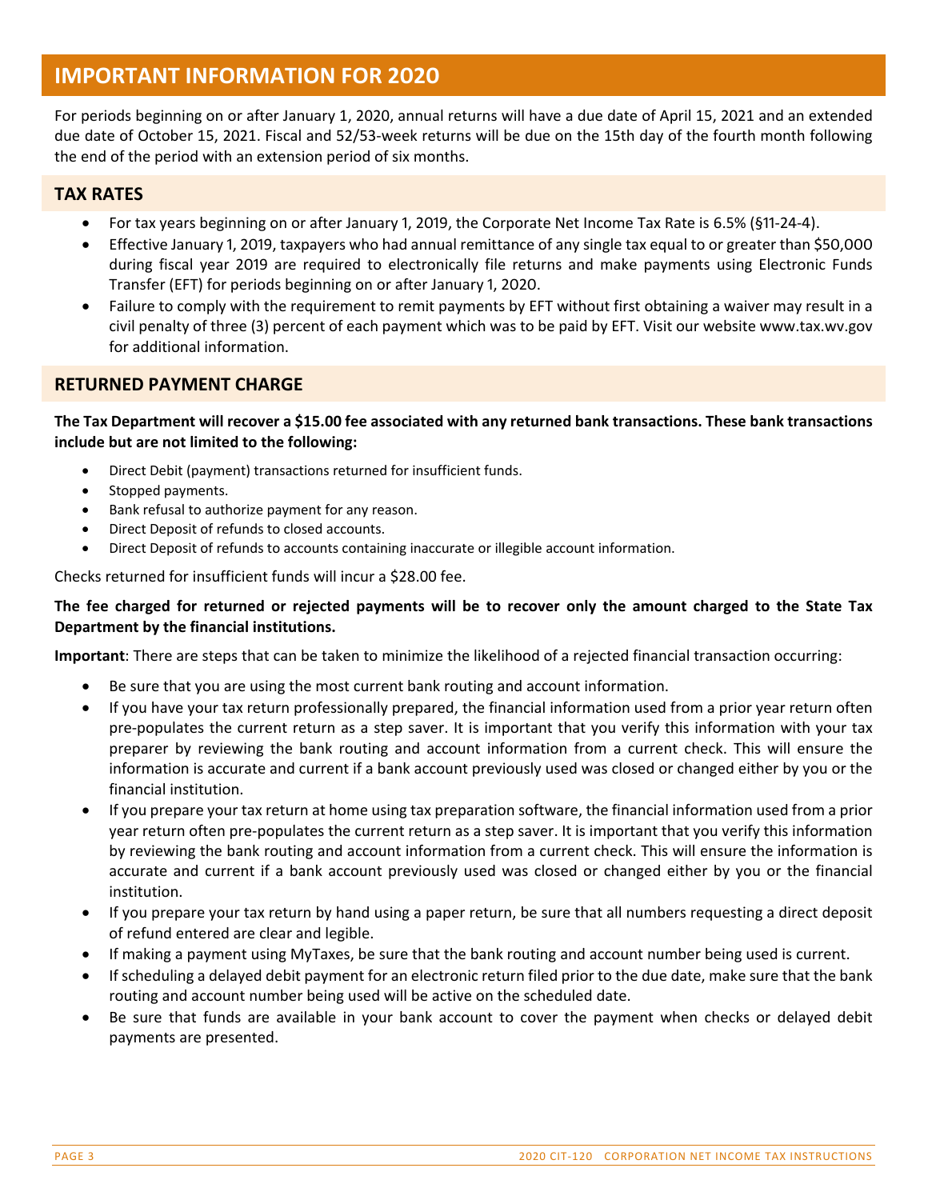# IMPORTANT INFORMATION FOR 2020

For periods beginning on or after January 1, 2020, annual returns will have a due date of April 15, 2021 and an extended due date of October 15, 2021. Fiscal and 52/53-week returns will be due on the 15th day of the fourth month following the end of the period with an extension period of six months.

## TAX RATES

- For tax years beginning on or after January 1, 2019, the Corporate Net Income Tax Rate is 6.5% (§11-24-4).
- Effective January 1, 2019, taxpayers who had annual remittance of any single tax equal to or greater than $50,000 during fiscal year 2019 are required to electronically file returns and make payments using Electronic Funds Transfer (EFT) for periods beginning on or after January 1, 2020.
- Failure to comply with the requirement to remit payments by EFT without first obtaining a waiver may result in a civil penalty of three (3) percent of each payment which was to be paid by EFT. Visit our website www.tax.wv.gov for additional information.

## RETURNED PAYMENT CHARGE

**The Tax Department will recover a $15.00 fee associated with any returned bank transactions. These bank transactions include but are not limited to the following:**

- Direct Debit (payment) transactions returned for insufficient funds.
- Stopped payments.
- Bank refusal to authorize payment for any reason.
- Direct Deposit of refunds to closed accounts.
- Direct Deposit of refunds to accounts containing inaccurate or illegible account information.

Checks returned for insufficient funds will incur a $28.00 fee.

**The fee charged for returned or rejected payments will be to recover only the amount charged to the State Tax Department by the financial institutions.**

**Important**: There are steps that can be taken to minimize the likelihood of a rejected financial transaction occurring:

- Be sure that you are using the most current bank routing and account information.
- If you have your tax return professionally prepared, the financial information used from a prior year return often pre-populates the current return as a step saver. It is important that you verify this information with your tax preparer by reviewing the bank routing and account information from a current check. This will ensure the information is accurate and current if a bank account previously used was closed or changed either by you or the financial institution.
- If you prepare your tax return at home using tax preparation software, the financial information used from a prior year return often pre-populates the current return as a step saver. It is important that you verify this information by reviewing the bank routing and account information from a current check. This will ensure the information is accurate and current if a bank account previously used was closed or changed either by you or the financial institution.
- If you prepare your tax return by hand using a paper return, be sure that all numbers requesting a direct deposit of refund entered are clear and legible.
- If making a payment using MyTaxes, be sure that the bank routing and account number being used is current.
- If scheduling a delayed debit payment for an electronic return filed prior to the due date, make sure that the bank routing and account number being used will be active on the scheduled date.
- Be sure that funds are available in your bank account to cover the payment when checks or delayed debit payments are presented.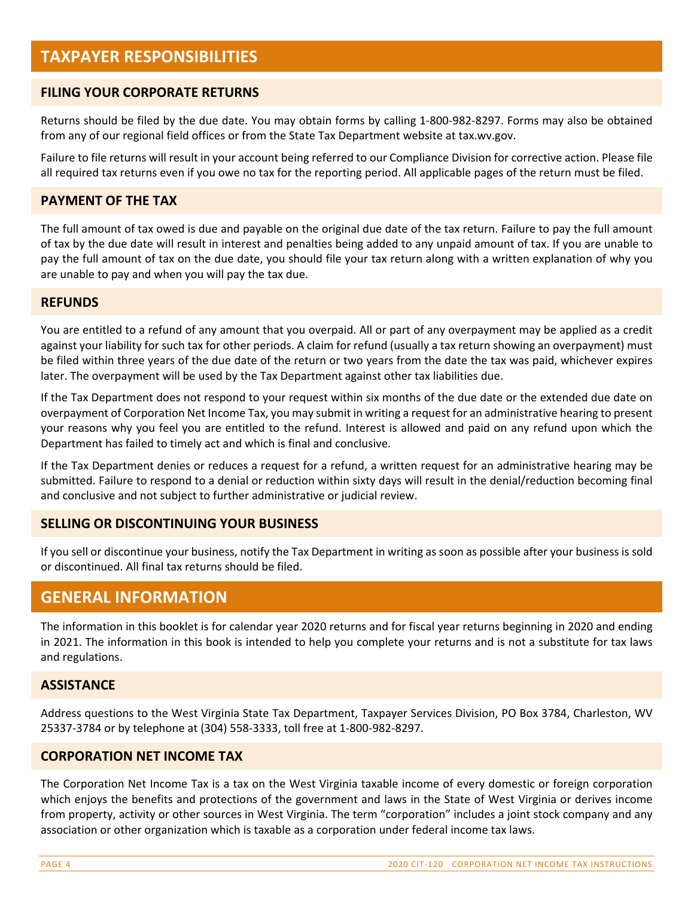# TAXPAYER RESPONSIBILITIES

## FILING YOUR CORPORATE RETURNS

Returns should be filed by the due date. You may obtain forms by calling 1-800-982-8297. Forms may also be obtained from any of our regional field offices or from the State Tax Department website at tax.wv.gov.

Failure to file returns will result in your account being referred to our Compliance Division for corrective action. Please file all required tax returns even if you owe no tax for the reporting period. All applicable pages of the return must be filed.

## PAYMENT OF THE TAX

The full amount of tax owed is due and payable on the original due date of the tax return. Failure to pay the full amount of tax by the due date will result in interest and penalties being added to any unpaid amount of tax. If you are unable to pay the full amount of tax on the due date, you should file your tax return along with a written explanation of why you are unable to pay and when you will pay the tax due.

## REFUNDS

You are entitled to a refund of any amount that you overpaid. All or part of any overpayment may be applied as a credit against your liability for such tax for other periods. A claim for refund (usually a tax return showing an overpayment) must be filed within three years of the due date of the return or two years from the date the tax was paid, whichever expires later. The overpayment will be used by the Tax Department against other tax liabilities due.

If the Tax Department does not respond to your request within six months of the due date or the extended due date on overpayment of Corporation Net Income Tax, you may submit in writing a request for an administrative hearing to present your reasons why you feel you are entitled to the refund. Interest is allowed and paid on any refund upon which the Department has failed to timely act and which is final and conclusive.

If the Tax Department denies or reduces a request for a refund, a written request for an administrative hearing may be submitted. Failure to respond to a denial or reduction within sixty days will result in the denial/reduction becoming final and conclusive and not subject to further administrative or judicial review.

## SELLING OR DISCONTINUING YOUR BUSINESS

If you sell or discontinue your business, notify the Tax Department in writing as soon as possible after your business is sold or discontinued. All final tax returns should be filed.

# GENERAL INFORMATION

The information in this booklet is for calendar year 2020 returns and for fiscal year returns beginning in 2020 and ending in 2021. The information in this book is intended to help you complete your returns and is not a substitute for tax laws and regulations.

## ASSISTANCE

Address questions to the West Virginia State Tax Department, Taxpayer Services Division, PO Box 3784, Charleston, WV 25337-3784 or by telephone at (304) 558-3333, toll free at 1-800-982-8297.

## CORPORATION NET INCOME TAX

The Corporation Net Income Tax is a tax on the West Virginia taxable income of every domestic or foreign corporation which enjoys the benefits and protections of the government and laws in the State of West Virginia or derives income from property, activity or other sources in West Virginia. The term "corporation" includes a joint stock company and any association or other organization which is taxable as a corporation under federal income tax laws.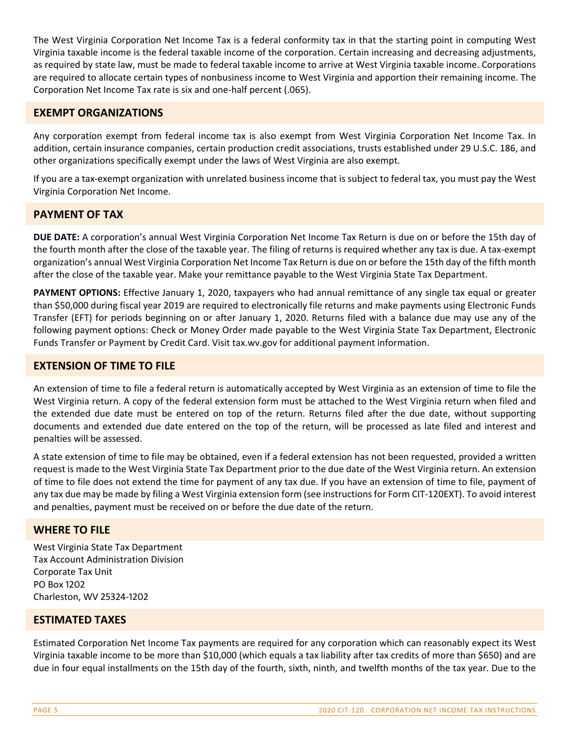The West Virginia Corporation Net Income Tax is a federal conformity tax in that the starting point in computing West Virginia taxable income is the federal taxable income of the corporation. Certain increasing and decreasing adjustments, as required by state law, must be made to federal taxable income to arrive at West Virginia taxable income. Corporations are required to allocate certain types of nonbusiness income to West Virginia and apportion their remaining income. The Corporation Net Income Tax rate is six and one-half percent (.065).

## EXEMPT ORGANIZATIONS

Any corporation exempt from federal income tax is also exempt from West Virginia Corporation Net Income Tax. In addition, certain insurance companies, certain production credit associations, trusts established under 29 U.S.C. 186, and other organizations specifically exempt under the laws of West Virginia are also exempt.

If you are a tax-exempt organization with unrelated business income that is subject to federal tax, you must pay the West Virginia Corporation Net Income.

## PAYMENT OF TAX

**DUE DATE:** A corporation's annual West Virginia Corporation Net Income Tax Return is due on or before the 15th day of the fourth month after the close of the taxable year. The filing of returns is required whether any tax is due. A tax-exempt organization's annual West Virginia Corporation Net Income Tax Return is due on or before the 15th day of the fifth month after the close of the taxable year. Make your remittance payable to the West Virginia State Tax Department.

**PAYMENT OPTIONS:** Effective January 1, 2020, taxpayers who had annual remittance of any single tax equal or greater than $50,000 during fiscal year 2019 are required to electronically file returns and make payments using Electronic Funds Transfer (EFT) for periods beginning on or after January 1, 2020. Returns filed with a balance due may use any of the following payment options: Check or Money Order made payable to the West Virginia State Tax Department, Electronic Funds Transfer or Payment by Credit Card. Visit tax.wv.gov for additional payment information.

## EXTENSION OF TIME TO FILE

An extension of time to file a federal return is automatically accepted by West Virginia as an extension of time to file the West Virginia return. A copy of the federal extension form must be attached to the West Virginia return when filed and the extended due date must be entered on top of the return. Returns filed after the due date, without supporting documents and extended due date entered on the top of the return, will be processed as late filed and interest and penalties will be assessed.

A state extension of time to file may be obtained, even if a federal extension has not been requested, provided a written request is made to the West Virginia State Tax Department prior to the due date of the West Virginia return. An extension of time to file does not extend the time for payment of any tax due. If you have an extension of time to file, payment of any tax due may be made by filing a West Virginia extension form (see instructions for Form CIT-120EXT). To avoid interest and penalties, payment must be received on or before the due date of the return.

## WHERE TO FILE

West Virginia State Tax Department  
Tax Account Administration Division  
Corporate Tax Unit  
PO Box 1202  
Charleston, WV 25324-1202

## ESTIMATED TAXES

Estimated Corporation Net Income Tax payments are required for any corporation which can reasonably expect its West Virginia taxable income to be more than $10,000 (which equals a tax liability after tax credits of more than $650) and are due in four equal installments on the 15th day of the fourth, sixth, ninth, and twelfth months of the tax year. Due to the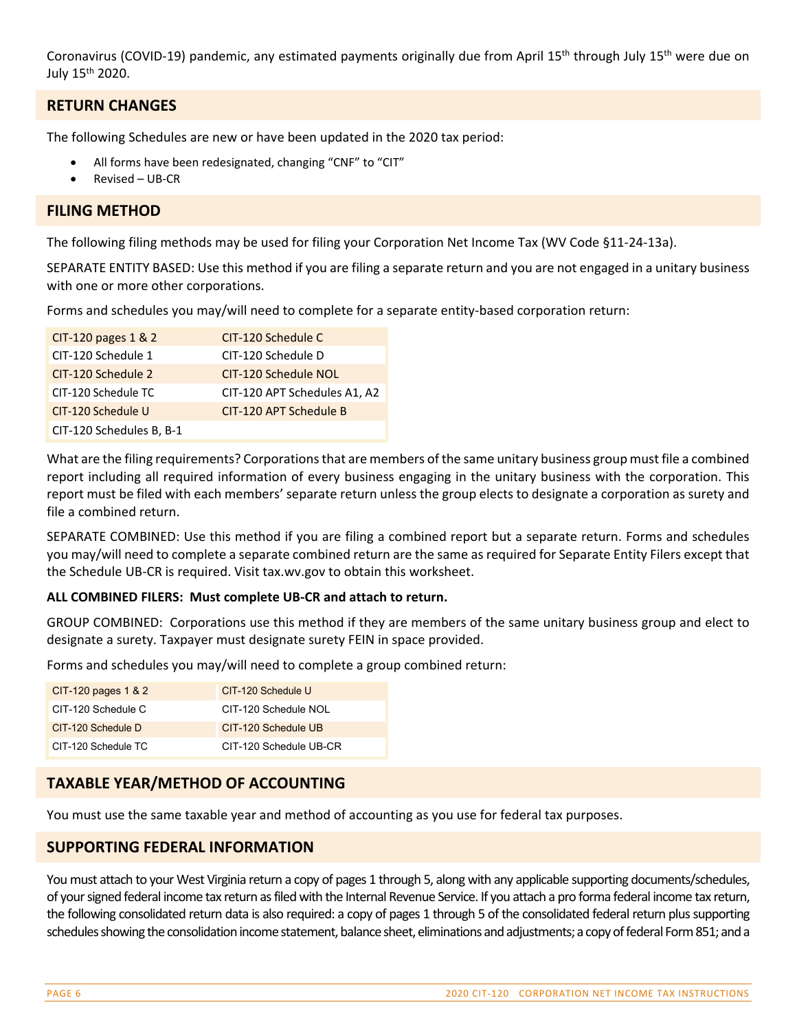Coronavirus (COVID-19) pandemic, any estimated payments originally due from April 15th through July 15th were due on July 15th 2020.

## RETURN CHANGES

The following Schedules are new or have been updated in the 2020 tax period:

- All forms have been redesignated, changing "CNF" to "CIT"
- Revised – UB-CR

## FILING METHOD

The following filing methods may be used for filing your Corporation Net Income Tax (WV Code §11-24-13a).

SEPARATE ENTITY BASED: Use this method if you are filing a separate return and you are not engaged in a unitary business with one or more other corporations.

Forms and schedules you may/will need to complete for a separate entity-based corporation return:

| | |
|---|---|
| CIT-120 pages 1 & 2 | CIT-120 Schedule C |
| CIT-120 Schedule 1 | CIT-120 Schedule D |
| CIT-120 Schedule 2 | CIT-120 Schedule NOL |
| CIT-120 Schedule TC | CIT-120 APT Schedules A1, A2 |
| CIT-120 Schedule U | CIT-120 APT Schedule B |
| CIT-120 Schedules B, B-1 | |

What are the filing requirements? Corporations that are members of the same unitary business group must file a combined report including all required information of every business engaging in the unitary business with the corporation. This report must be filed with each members' separate return unless the group elects to designate a corporation as surety and file a combined return.

SEPARATE COMBINED: Use this method if you are filing a combined report but a separate return. Forms and schedules you may/will need to complete a separate combined return are the same as required for Separate Entity Filers except that the Schedule UB-CR is required. Visit tax.wv.gov to obtain this worksheet.

**ALL COMBINED FILERS: Must complete UB-CR and attach to return.**

GROUP COMBINED: Corporations use this method if they are members of the same unitary business group and elect to designate a surety. Taxpayer must designate surety FEIN in space provided.

Forms and schedules you may/will need to complete a group combined return:

| | |
|---|---|
| CIT-120 pages 1 & 2 | CIT-120 Schedule U |
| CIT-120 Schedule C | CIT-120 Schedule NOL |
| CIT-120 Schedule D | CIT-120 Schedule UB |
| CIT-120 Schedule TC | CIT-120 Schedule UB-CR |

## TAXABLE YEAR/METHOD OF ACCOUNTING

You must use the same taxable year and method of accounting as you use for federal tax purposes.

## SUPPORTING FEDERAL INFORMATION

You must attach to your West Virginia return a copy of pages 1 through 5, along with any applicable supporting documents/schedules, of your signed federal income tax return as filed with the Internal Revenue Service. If you attach a pro forma federal income tax return, the following consolidated return data is also required: a copy of pages 1 through 5 of the consolidated federal return plus supporting schedules showing the consolidation income statement, balance sheet, eliminations and adjustments; a copy of federal Form 851; and a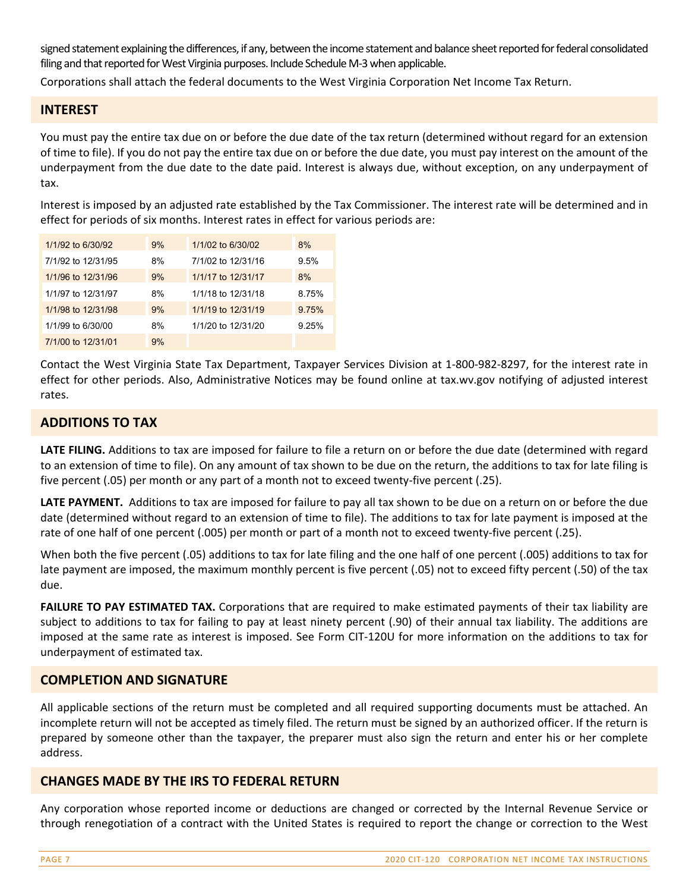signed statement explaining the differences, if any, between the income statement and balance sheet reported for federal consolidated filing and that reported for West Virginia purposes. Include Schedule M-3 when applicable.

Corporations shall attach the federal documents to the West Virginia Corporation Net Income Tax Return.

## INTEREST

You must pay the entire tax due on or before the due date of the tax return (determined without regard for an extension of time to file). If you do not pay the entire tax due on or before the due date, you must pay interest on the amount of the underpayment from the due date to the date paid. Interest is always due, without exception, on any underpayment of tax.

Interest is imposed by an adjusted rate established by the Tax Commissioner. The interest rate will be determined and in effect for periods of six months. Interest rates in effect for various periods are:

| | | | |
|---|---|---|---|
| 1/1/92 to 6/30/92 | 9% | 1/1/02 to 6/30/02 | 8% |
| 7/1/92 to 12/31/95 | 8% | 7/1/02 to 12/31/16 | 9.5% |
| 1/1/96 to 12/31/96 | 9% | 1/1/17 to 12/31/17 | 8% |
| 1/1/97 to 12/31/97 | 8% | 1/1/18 to 12/31/18 | 8.75% |
| 1/1/98 to 12/31/98 | 9% | 1/1/19 to 12/31/19 | 9.75% |
| 1/1/99 to 6/30/00 | 8% | 1/1/20 to 12/31/20 | 9.25% |
| 7/1/00 to 12/31/01 | 9% | | |

Contact the West Virginia State Tax Department, Taxpayer Services Division at 1-800-982-8297, for the interest rate in effect for other periods. Also, Administrative Notices may be found online at tax.wv.gov notifying of adjusted interest rates.

## ADDITIONS TO TAX

**LATE FILING.** Additions to tax are imposed for failure to file a return on or before the due date (determined with regard to an extension of time to file). On any amount of tax shown to be due on the return, the additions to tax for late filing is five percent (.05) per month or any part of a month not to exceed twenty-five percent (.25).

**LATE PAYMENT.** Additions to tax are imposed for failure to pay all tax shown to be due on a return on or before the due date (determined without regard to an extension of time to file). The additions to tax for late payment is imposed at the rate of one half of one percent (.005) per month or part of a month not to exceed twenty-five percent (.25).

When both the five percent (.05) additions to tax for late filing and the one half of one percent (.005) additions to tax for late payment are imposed, the maximum monthly percent is five percent (.05) not to exceed fifty percent (.50) of the tax due.

**FAILURE TO PAY ESTIMATED TAX.** Corporations that are required to make estimated payments of their tax liability are subject to additions to tax for failing to pay at least ninety percent (.90) of their annual tax liability. The additions are imposed at the same rate as interest is imposed. See Form CIT-120U for more information on the additions to tax for underpayment of estimated tax.

## COMPLETION AND SIGNATURE

All applicable sections of the return must be completed and all required supporting documents must be attached. An incomplete return will not be accepted as timely filed. The return must be signed by an authorized officer. If the return is prepared by someone other than the taxpayer, the preparer must also sign the return and enter his or her complete address.

## CHANGES MADE BY THE IRS TO FEDERAL RETURN

Any corporation whose reported income or deductions are changed or corrected by the Internal Revenue Service or through renegotiation of a contract with the United States is required to report the change or correction to the West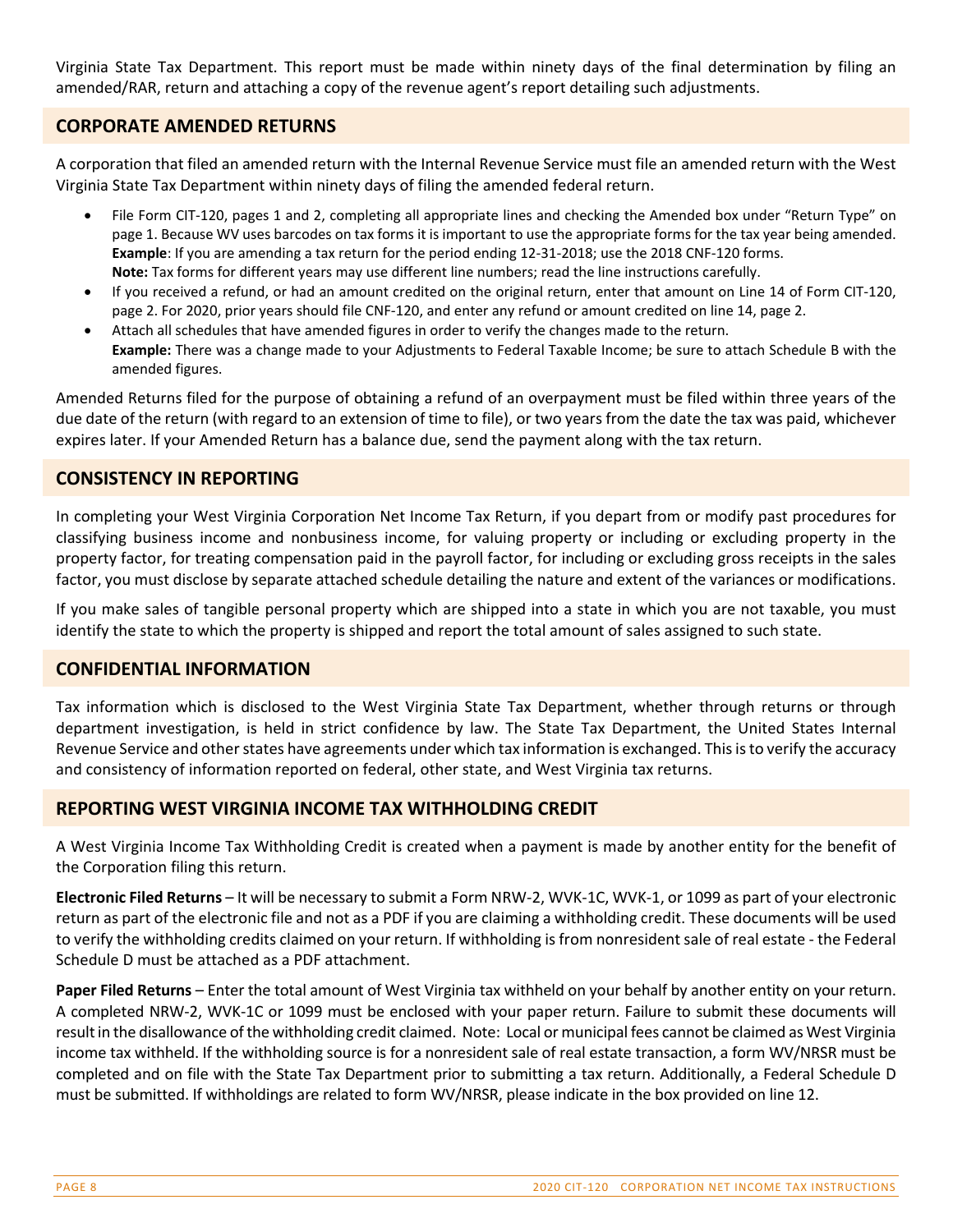Virginia State Tax Department. This report must be made within ninety days of the final determination by filing an amended/RAR, return and attaching a copy of the revenue agent's report detailing such adjustments.

## CORPORATE AMENDED RETURNS

A corporation that filed an amended return with the Internal Revenue Service must file an amended return with the West Virginia State Tax Department within ninety days of filing the amended federal return.

- File Form CIT-120, pages 1 and 2, completing all appropriate lines and checking the Amended box under "Return Type" on page 1. Because WV uses barcodes on tax forms it is important to use the appropriate forms for the tax year being amended. **Example**: If you are amending a tax return for the period ending 12-31-2018; use the 2018 CNF-120 forms.
  **Note:** Tax forms for different years may use different line numbers; read the line instructions carefully.
- If you received a refund, or had an amount credited on the original return, enter that amount on Line 14 of Form CIT-120, page 2. For 2020, prior years should file CNF-120, and enter any refund or amount credited on line 14, page 2.
- Attach all schedules that have amended figures in order to verify the changes made to the return.
  **Example:** There was a change made to your Adjustments to Federal Taxable Income; be sure to attach Schedule B with the amended figures.

Amended Returns filed for the purpose of obtaining a refund of an overpayment must be filed within three years of the due date of the return (with regard to an extension of time to file), or two years from the date the tax was paid, whichever expires later. If your Amended Return has a balance due, send the payment along with the tax return.

## CONSISTENCY IN REPORTING

In completing your West Virginia Corporation Net Income Tax Return, if you depart from or modify past procedures for classifying business income and nonbusiness income, for valuing property or including or excluding property in the property factor, for treating compensation paid in the payroll factor, for including or excluding gross receipts in the sales factor, you must disclose by separate attached schedule detailing the nature and extent of the variances or modifications.

If you make sales of tangible personal property which are shipped into a state in which you are not taxable, you must identify the state to which the property is shipped and report the total amount of sales assigned to such state.

## CONFIDENTIAL INFORMATION

Tax information which is disclosed to the West Virginia State Tax Department, whether through returns or through department investigation, is held in strict confidence by law. The State Tax Department, the United States Internal Revenue Service and other states have agreements under which tax information is exchanged. This is to verify the accuracy and consistency of information reported on federal, other state, and West Virginia tax returns.

## REPORTING WEST VIRGINIA INCOME TAX WITHHOLDING CREDIT

A West Virginia Income Tax Withholding Credit is created when a payment is made by another entity for the benefit of the Corporation filing this return.

**Electronic Filed Returns** – It will be necessary to submit a Form NRW-2, WVK-1C, WVK-1, or 1099 as part of your electronic return as part of the electronic file and not as a PDF if you are claiming a withholding credit. These documents will be used to verify the withholding credits claimed on your return. If withholding is from nonresident sale of real estate - the Federal Schedule D must be attached as a PDF attachment.

**Paper Filed Returns** – Enter the total amount of West Virginia tax withheld on your behalf by another entity on your return. A completed NRW-2, WVK-1C or 1099 must be enclosed with your paper return. Failure to submit these documents will result in the disallowance of the withholding credit claimed. Note: Local or municipal fees cannot be claimed as West Virginia income tax withheld. If the withholding source is for a nonresident sale of real estate transaction, a form WV/NRSR must be completed and on file with the State Tax Department prior to submitting a tax return. Additionally, a Federal Schedule D must be submitted. If withholdings are related to form WV/NRSR, please indicate in the box provided on line 12.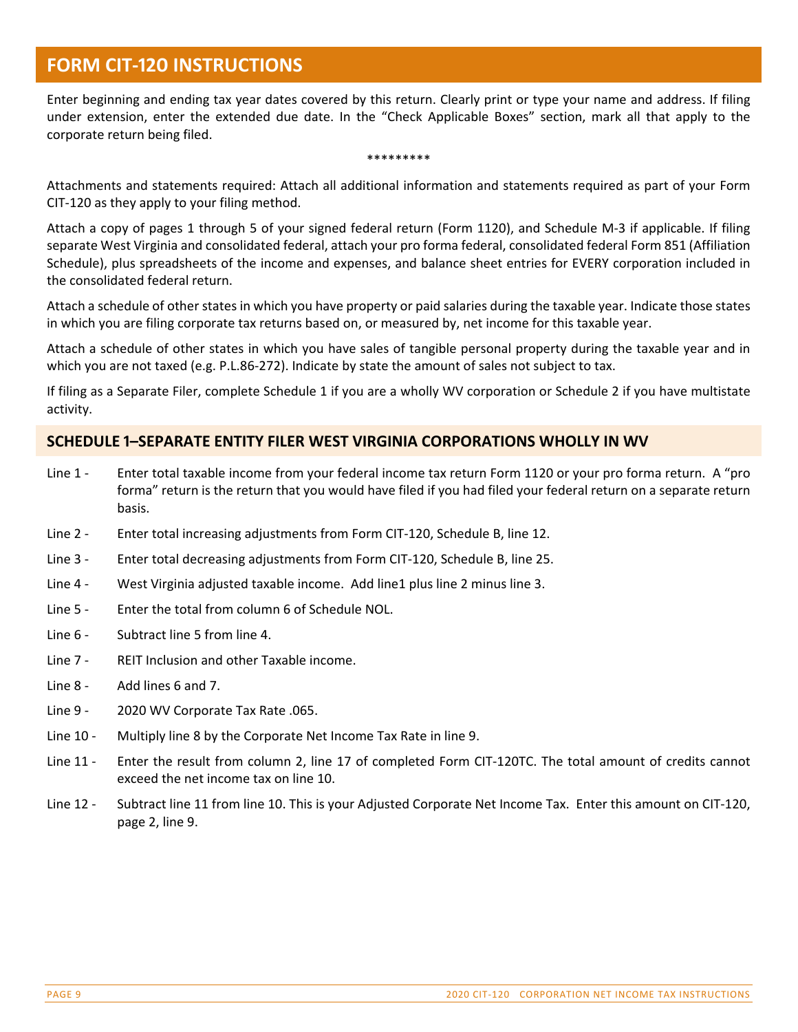# FORM CIT-120 INSTRUCTIONS

Enter beginning and ending tax year dates covered by this return. Clearly print or type your name and address. If filing under extension, enter the extended due date. In the "Check Applicable Boxes" section, mark all that apply to the corporate return being filed.

*********

Attachments and statements required: Attach all additional information and statements required as part of your Form CIT-120 as they apply to your filing method.

Attach a copy of pages 1 through 5 of your signed federal return (Form 1120), and Schedule M-3 if applicable. If filing separate West Virginia and consolidated federal, attach your pro forma federal, consolidated federal Form 851 (Affiliation Schedule), plus spreadsheets of the income and expenses, and balance sheet entries for EVERY corporation included in the consolidated federal return.

Attach a schedule of other states in which you have property or paid salaries during the taxable year. Indicate those states in which you are filing corporate tax returns based on, or measured by, net income for this taxable year.

Attach a schedule of other states in which you have sales of tangible personal property during the taxable year and in which you are not taxed (e.g. P.L.86-272). Indicate by state the amount of sales not subject to tax.

If filing as a Separate Filer, complete Schedule 1 if you are a wholly WV corporation or Schedule 2 if you have multistate activity.

## SCHEDULE 1–SEPARATE ENTITY FILER WEST VIRGINIA CORPORATIONS WHOLLY IN WV

Line 1 - Enter total taxable income from your federal income tax return Form 1120 or your pro forma return. A "pro forma" return is the return that you would have filed if you had filed your federal return on a separate return basis.

Line 2 - Enter total increasing adjustments from Form CIT-120, Schedule B, line 12.

Line 3 - Enter total decreasing adjustments from Form CIT-120, Schedule B, line 25.

Line 4 - West Virginia adjusted taxable income. Add line1 plus line 2 minus line 3.

Line 5 - Enter the total from column 6 of Schedule NOL.

Line 6 - Subtract line 5 from line 4.

Line 7 - REIT Inclusion and other Taxable income.

Line 8 - Add lines 6 and 7.

Line 9 - 2020 WV Corporate Tax Rate .065.

Line 10 - Multiply line 8 by the Corporate Net Income Tax Rate in line 9.

Line 11 - Enter the result from column 2, line 17 of completed Form CIT-120TC. The total amount of credits cannot exceed the net income tax on line 10.

Line 12 - Subtract line 11 from line 10. This is your Adjusted Corporate Net Income Tax. Enter this amount on CIT-120, page 2, line 9.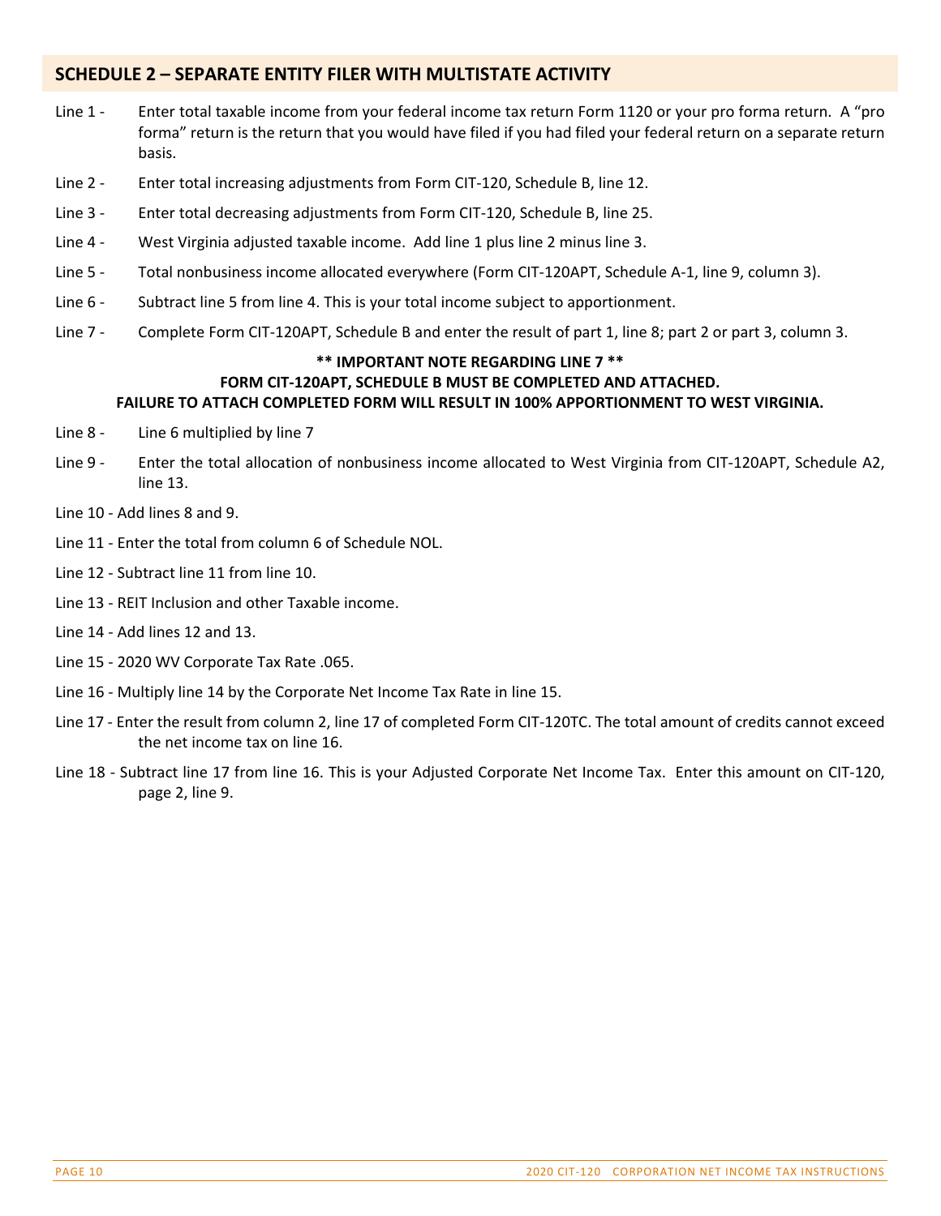## SCHEDULE 2 – SEPARATE ENTITY FILER WITH MULTISTATE ACTIVITY

Line 1 - Enter total taxable income from your federal income tax return Form 1120 or your pro forma return. A "pro forma" return is the return that you would have filed if you had filed your federal return on a separate return basis.

Line 2 - Enter total increasing adjustments from Form CIT-120, Schedule B, line 12.

Line 3 - Enter total decreasing adjustments from Form CIT-120, Schedule B, line 25.

Line 4 - West Virginia adjusted taxable income. Add line 1 plus line 2 minus line 3.

Line 5 - Total nonbusiness income allocated everywhere (Form CIT-120APT, Schedule A-1, line 9, column 3).

Line 6 - Subtract line 5 from line 4. This is your total income subject to apportionment.

Line 7 - Complete Form CIT-120APT, Schedule B and enter the result of part 1, line 8; part 2 or part 3, column 3.

**** IMPORTANT NOTE REGARDING LINE 7 ****
**FORM CIT-120APT, SCHEDULE B MUST BE COMPLETED AND ATTACHED.**
**FAILURE TO ATTACH COMPLETED FORM WILL RESULT IN 100% APPORTIONMENT TO WEST VIRGINIA.**

Line 8 - Line 6 multiplied by line 7

Line 9 - Enter the total allocation of nonbusiness income allocated to West Virginia from CIT-120APT, Schedule A2, line 13.

Line 10 - Add lines 8 and 9.

Line 11 - Enter the total from column 6 of Schedule NOL.

Line 12 - Subtract line 11 from line 10.

Line 13 - REIT Inclusion and other Taxable income.

Line 14 - Add lines 12 and 13.

Line 15 - 2020 WV Corporate Tax Rate .065.

Line 16 - Multiply line 14 by the Corporate Net Income Tax Rate in line 15.

Line 17 - Enter the result from column 2, line 17 of completed Form CIT-120TC. The total amount of credits cannot exceed the net income tax on line 16.

Line 18 - Subtract line 17 from line 16. This is your Adjusted Corporate Net Income Tax. Enter this amount on CIT-120, page 2, line 9.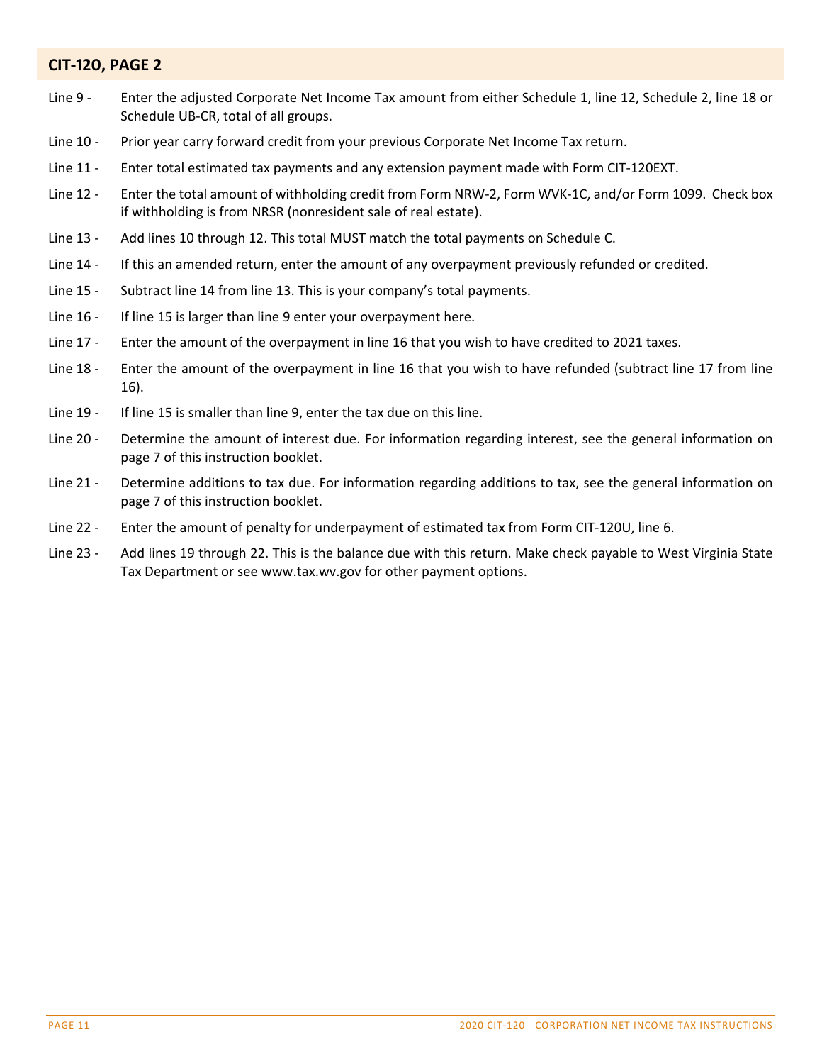## CIT-120, PAGE 2

Line 9 - Enter the adjusted Corporate Net Income Tax amount from either Schedule 1, line 12, Schedule 2, line 18 or Schedule UB-CR, total of all groups.

Line 10 - Prior year carry forward credit from your previous Corporate Net Income Tax return.

Line 11 - Enter total estimated tax payments and any extension payment made with Form CIT-120EXT.

Line 12 - Enter the total amount of withholding credit from Form NRW-2, Form WVK-1C, and/or Form 1099. Check box if withholding is from NRSR (nonresident sale of real estate).

Line 13 - Add lines 10 through 12. This total MUST match the total payments on Schedule C.

Line 14 - If this an amended return, enter the amount of any overpayment previously refunded or credited.

Line 15 - Subtract line 14 from line 13. This is your company's total payments.

Line 16 - If line 15 is larger than line 9 enter your overpayment here.

Line 17 - Enter the amount of the overpayment in line 16 that you wish to have credited to 2021 taxes.

Line 18 - Enter the amount of the overpayment in line 16 that you wish to have refunded (subtract line 17 from line 16).

Line 19 - If line 15 is smaller than line 9, enter the tax due on this line.

Line 20 - Determine the amount of interest due. For information regarding interest, see the general information on page 7 of this instruction booklet.

Line 21 - Determine additions to tax due. For information regarding additions to tax, see the general information on page 7 of this instruction booklet.

Line 22 - Enter the amount of penalty for underpayment of estimated tax from Form CIT-120U, line 6.

Line 23 - Add lines 19 through 22. This is the balance due with this return. Make check payable to West Virginia State Tax Department or see www.tax.wv.gov for other payment options.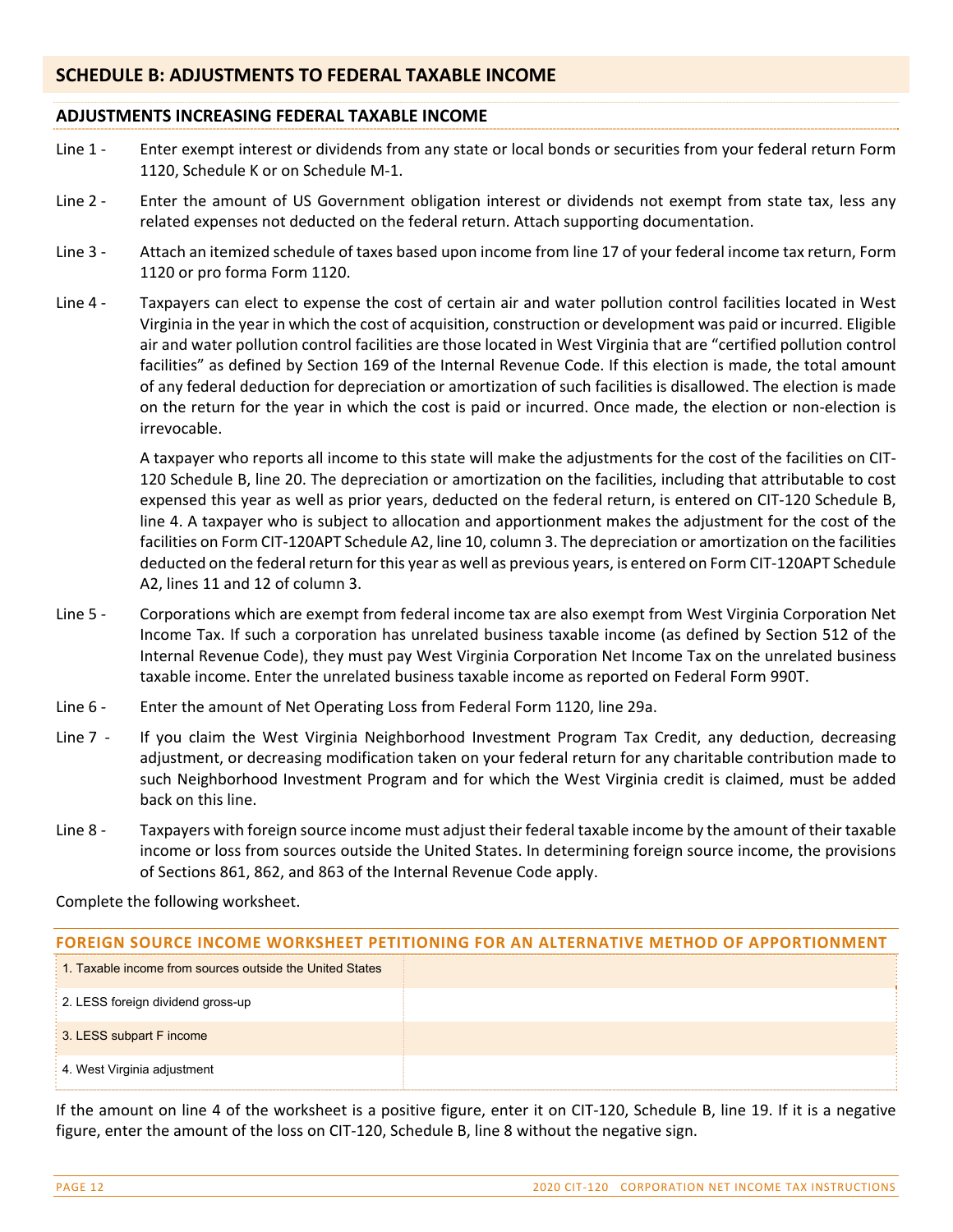## SCHEDULE B: ADJUSTMENTS TO FEDERAL TAXABLE INCOME

### ADJUSTMENTS INCREASING FEDERAL TAXABLE INCOME

Line 1 - Enter exempt interest or dividends from any state or local bonds or securities from your federal return Form 1120, Schedule K or on Schedule M-1.

Line 2 - Enter the amount of US Government obligation interest or dividends not exempt from state tax, less any related expenses not deducted on the federal return. Attach supporting documentation.

Line 3 - Attach an itemized schedule of taxes based upon income from line 17 of your federal income tax return, Form 1120 or pro forma Form 1120.

Line 4 - Taxpayers can elect to expense the cost of certain air and water pollution control facilities located in West Virginia in the year in which the cost of acquisition, construction or development was paid or incurred. Eligible air and water pollution control facilities are those located in West Virginia that are "certified pollution control facilities" as defined by Section 169 of the Internal Revenue Code. If this election is made, the total amount of any federal deduction for depreciation or amortization of such facilities is disallowed. The election is made on the return for the year in which the cost is paid or incurred. Once made, the election or non-election is irrevocable.

A taxpayer who reports all income to this state will make the adjustments for the cost of the facilities on CIT-120 Schedule B, line 20. The depreciation or amortization on the facilities, including that attributable to cost expensed this year as well as prior years, deducted on the federal return, is entered on CIT-120 Schedule B, line 4. A taxpayer who is subject to allocation and apportionment makes the adjustment for the cost of the facilities on Form CIT-120APT Schedule A2, line 10, column 3. The depreciation or amortization on the facilities deducted on the federal return for this year as well as previous years, is entered on Form CIT-120APT Schedule A2, lines 11 and 12 of column 3.

Line 5 - Corporations which are exempt from federal income tax are also exempt from West Virginia Corporation Net Income Tax. If such a corporation has unrelated business taxable income (as defined by Section 512 of the Internal Revenue Code), they must pay West Virginia Corporation Net Income Tax on the unrelated business taxable income. Enter the unrelated business taxable income as reported on Federal Form 990T.

Line 6 - Enter the amount of Net Operating Loss from Federal Form 1120, line 29a.

Line 7 - If you claim the West Virginia Neighborhood Investment Program Tax Credit, any deduction, decreasing adjustment, or decreasing modification taken on your federal return for any charitable contribution made to such Neighborhood Investment Program and for which the West Virginia credit is claimed, must be added back on this line.

Line 8 - Taxpayers with foreign source income must adjust their federal taxable income by the amount of their taxable income or loss from sources outside the United States. In determining foreign source income, the provisions of Sections 861, 862, and 863 of the Internal Revenue Code apply.

Complete the following worksheet.

| FOREIGN SOURCE INCOME WORKSHEET PETITIONING FOR AN ALTERNATIVE METHOD OF APPORTIONMENT | |
|---|---|
| 1. Taxable income from sources outside the United States | |
| 2. LESS foreign dividend gross-up | |
| 3. LESS subpart F income | |
| 4. West Virginia adjustment | |

If the amount on line 4 of the worksheet is a positive figure, enter it on CIT-120, Schedule B, line 19. If it is a negative figure, enter the amount of the loss on CIT-120, Schedule B, line 8 without the negative sign.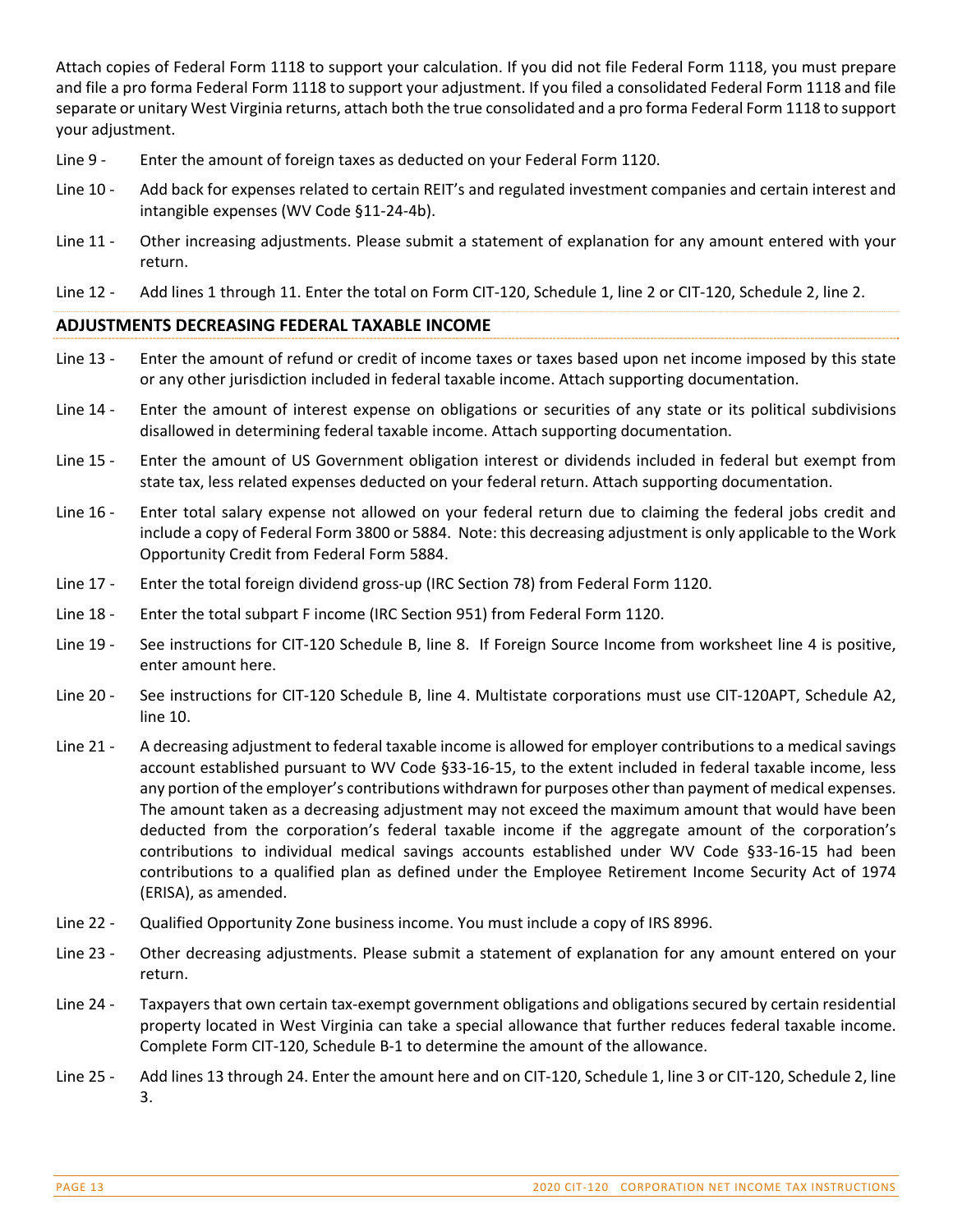Attach copies of Federal Form 1118 to support your calculation. If you did not file Federal Form 1118, you must prepare and file a pro forma Federal Form 1118 to support your adjustment. If you filed a consolidated Federal Form 1118 and file separate or unitary West Virginia returns, attach both the true consolidated and a pro forma Federal Form 1118 to support your adjustment.

Line 9 - Enter the amount of foreign taxes as deducted on your Federal Form 1120.

Line 10 - Add back for expenses related to certain REIT's and regulated investment companies and certain interest and intangible expenses (WV Code §11-24-4b).

Line 11 - Other increasing adjustments. Please submit a statement of explanation for any amount entered with your return.

Line 12 - Add lines 1 through 11. Enter the total on Form CIT-120, Schedule 1, line 2 or CIT-120, Schedule 2, line 2.

## ADJUSTMENTS DECREASING FEDERAL TAXABLE INCOME

Line 13 - Enter the amount of refund or credit of income taxes or taxes based upon net income imposed by this state or any other jurisdiction included in federal taxable income. Attach supporting documentation.

Line 14 - Enter the amount of interest expense on obligations or securities of any state or its political subdivisions disallowed in determining federal taxable income. Attach supporting documentation.

Line 15 - Enter the amount of US Government obligation interest or dividends included in federal but exempt from state tax, less related expenses deducted on your federal return. Attach supporting documentation.

Line 16 - Enter total salary expense not allowed on your federal return due to claiming the federal jobs credit and include a copy of Federal Form 3800 or 5884. Note: this decreasing adjustment is only applicable to the Work Opportunity Credit from Federal Form 5884.

Line 17 - Enter the total foreign dividend gross-up (IRC Section 78) from Federal Form 1120.

Line 18 - Enter the total subpart F income (IRC Section 951) from Federal Form 1120.

Line 19 - See instructions for CIT-120 Schedule B, line 8. If Foreign Source Income from worksheet line 4 is positive, enter amount here.

Line 20 - See instructions for CIT-120 Schedule B, line 4. Multistate corporations must use CIT-120APT, Schedule A2, line 10.

Line 21 - A decreasing adjustment to federal taxable income is allowed for employer contributions to a medical savings account established pursuant to WV Code §33-16-15, to the extent included in federal taxable income, less any portion of the employer's contributions withdrawn for purposes other than payment of medical expenses. The amount taken as a decreasing adjustment may not exceed the maximum amount that would have been deducted from the corporation's federal taxable income if the aggregate amount of the corporation's contributions to individual medical savings accounts established under WV Code §33-16-15 had been contributions to a qualified plan as defined under the Employee Retirement Income Security Act of 1974 (ERISA), as amended.

Line 22 - Qualified Opportunity Zone business income. You must include a copy of IRS 8996.

Line 23 - Other decreasing adjustments. Please submit a statement of explanation for any amount entered on your return.

Line 24 - Taxpayers that own certain tax-exempt government obligations and obligations secured by certain residential property located in West Virginia can take a special allowance that further reduces federal taxable income. Complete Form CIT-120, Schedule B-1 to determine the amount of the allowance.

Line 25 - Add lines 13 through 24. Enter the amount here and on CIT-120, Schedule 1, line 3 or CIT-120, Schedule 2, line 3.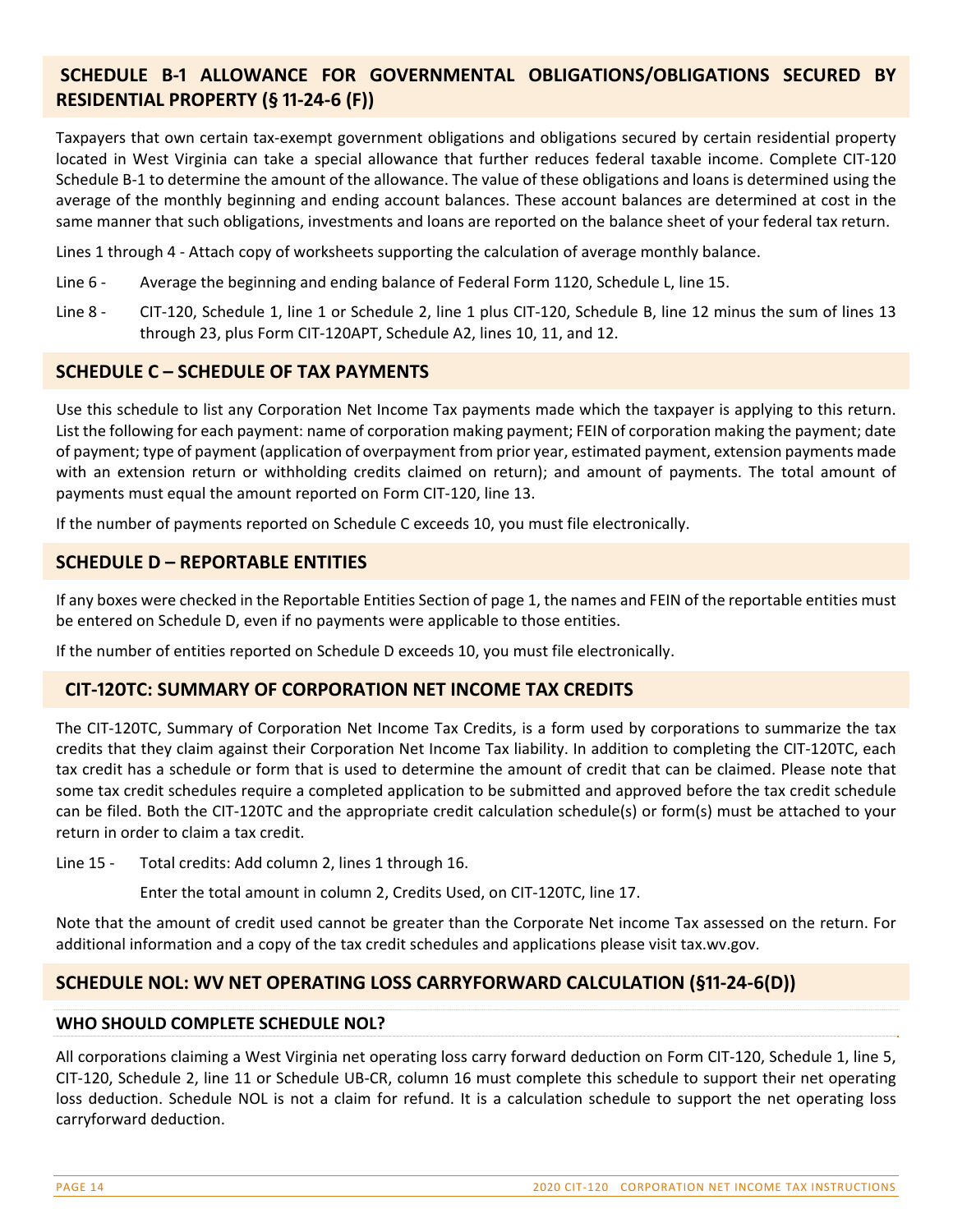## SCHEDULE B-1 ALLOWANCE FOR GOVERNMENTAL OBLIGATIONS/OBLIGATIONS SECURED BY RESIDENTIAL PROPERTY (§ 11-24-6 (F))

Taxpayers that own certain tax-exempt government obligations and obligations secured by certain residential property located in West Virginia can take a special allowance that further reduces federal taxable income. Complete CIT-120 Schedule B-1 to determine the amount of the allowance. The value of these obligations and loans is determined using the average of the monthly beginning and ending account balances. These account balances are determined at cost in the same manner that such obligations, investments and loans are reported on the balance sheet of your federal tax return.

Lines 1 through 4 - Attach copy of worksheets supporting the calculation of average monthly balance.

Line 6 - Average the beginning and ending balance of Federal Form 1120, Schedule L, line 15.

Line 8 - CIT-120, Schedule 1, line 1 or Schedule 2, line 1 plus CIT-120, Schedule B, line 12 minus the sum of lines 13 through 23, plus Form CIT-120APT, Schedule A2, lines 10, 11, and 12.

## SCHEDULE C – SCHEDULE OF TAX PAYMENTS

Use this schedule to list any Corporation Net Income Tax payments made which the taxpayer is applying to this return. List the following for each payment: name of corporation making payment; FEIN of corporation making the payment; date of payment; type of payment (application of overpayment from prior year, estimated payment, extension payments made with an extension return or withholding credits claimed on return); and amount of payments. The total amount of payments must equal the amount reported on Form CIT-120, line 13.

If the number of payments reported on Schedule C exceeds 10, you must file electronically.

## SCHEDULE D – REPORTABLE ENTITIES

If any boxes were checked in the Reportable Entities Section of page 1, the names and FEIN of the reportable entities must be entered on Schedule D, even if no payments were applicable to those entities.

If the number of entities reported on Schedule D exceeds 10, you must file electronically.

## CIT-120TC: SUMMARY OF CORPORATION NET INCOME TAX CREDITS

The CIT-120TC, Summary of Corporation Net Income Tax Credits, is a form used by corporations to summarize the tax credits that they claim against their Corporation Net Income Tax liability. In addition to completing the CIT-120TC, each tax credit has a schedule or form that is used to determine the amount of credit that can be claimed. Please note that some tax credit schedules require a completed application to be submitted and approved before the tax credit schedule can be filed. Both the CIT-120TC and the appropriate credit calculation schedule(s) or form(s) must be attached to your return in order to claim a tax credit.

Line 15 - Total credits: Add column 2, lines 1 through 16.

Enter the total amount in column 2, Credits Used, on CIT-120TC, line 17.

Note that the amount of credit used cannot be greater than the Corporate Net income Tax assessed on the return. For additional information and a copy of the tax credit schedules and applications please visit tax.wv.gov.

## SCHEDULE NOL: WV NET OPERATING LOSS CARRYFORWARD CALCULATION (§11-24-6(D))

### WHO SHOULD COMPLETE SCHEDULE NOL?

All corporations claiming a West Virginia net operating loss carry forward deduction on Form CIT-120, Schedule 1, line 5, CIT-120, Schedule 2, line 11 or Schedule UB-CR, column 16 must complete this schedule to support their net operating loss deduction. Schedule NOL is not a claim for refund. It is a calculation schedule to support the net operating loss carryforward deduction.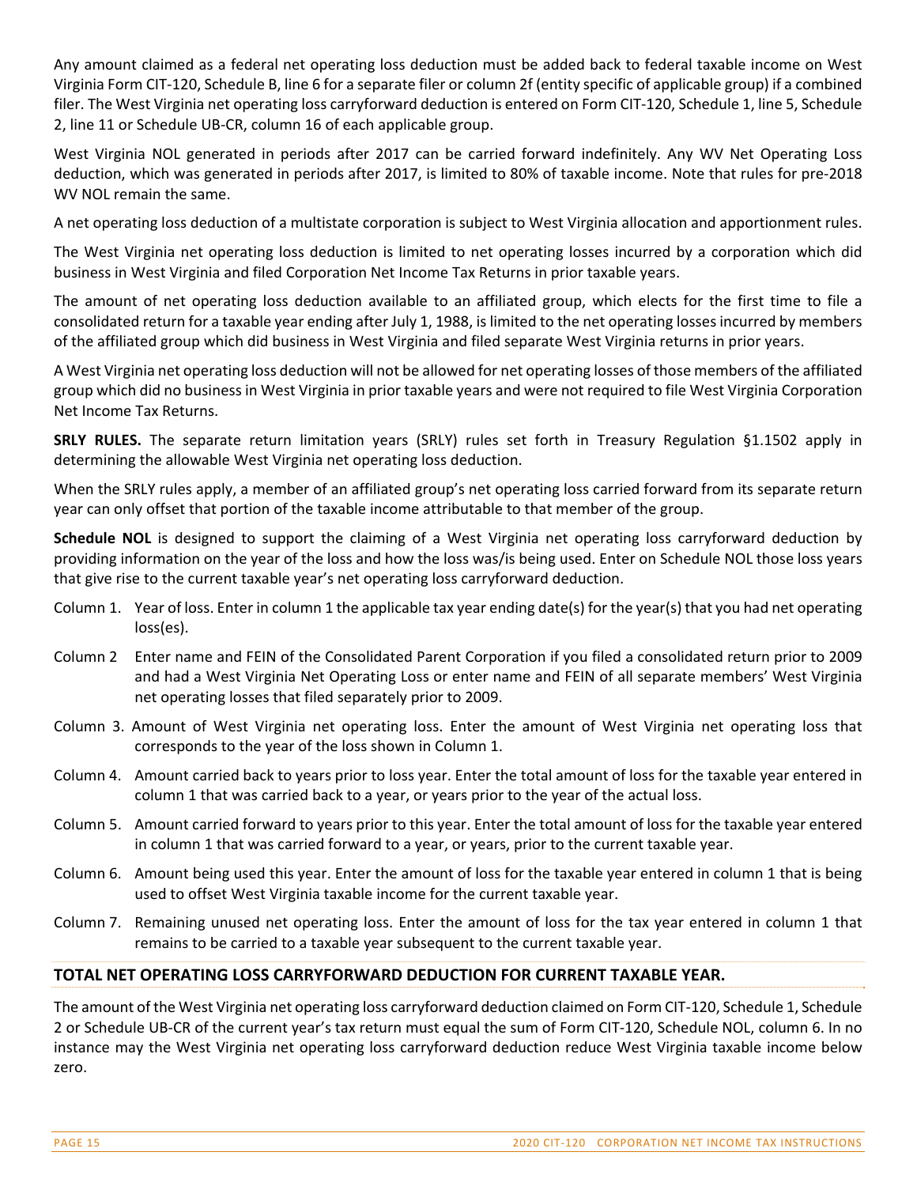Any amount claimed as a federal net operating loss deduction must be added back to federal taxable income on West Virginia Form CIT-120, Schedule B, line 6 for a separate filer or column 2f (entity specific of applicable group) if a combined filer. The West Virginia net operating loss carryforward deduction is entered on Form CIT-120, Schedule 1, line 5, Schedule 2, line 11 or Schedule UB-CR, column 16 of each applicable group.

West Virginia NOL generated in periods after 2017 can be carried forward indefinitely. Any WV Net Operating Loss deduction, which was generated in periods after 2017, is limited to 80% of taxable income. Note that rules for pre-2018 WV NOL remain the same.

A net operating loss deduction of a multistate corporation is subject to West Virginia allocation and apportionment rules.

The West Virginia net operating loss deduction is limited to net operating losses incurred by a corporation which did business in West Virginia and filed Corporation Net Income Tax Returns in prior taxable years.

The amount of net operating loss deduction available to an affiliated group, which elects for the first time to file a consolidated return for a taxable year ending after July 1, 1988, is limited to the net operating losses incurred by members of the affiliated group which did business in West Virginia and filed separate West Virginia returns in prior years.

A West Virginia net operating loss deduction will not be allowed for net operating losses of those members of the affiliated group which did no business in West Virginia in prior taxable years and were not required to file West Virginia Corporation Net Income Tax Returns.

**SRLY RULES.** The separate return limitation years (SRLY) rules set forth in Treasury Regulation §1.1502 apply in determining the allowable West Virginia net operating loss deduction.

When the SRLY rules apply, a member of an affiliated group's net operating loss carried forward from its separate return year can only offset that portion of the taxable income attributable to that member of the group.

**Schedule NOL** is designed to support the claiming of a West Virginia net operating loss carryforward deduction by providing information on the year of the loss and how the loss was/is being used. Enter on Schedule NOL those loss years that give rise to the current taxable year's net operating loss carryforward deduction.

Column 1. Year of loss. Enter in column 1 the applicable tax year ending date(s) for the year(s) that you had net operating loss(es).

Column 2 Enter name and FEIN of the Consolidated Parent Corporation if you filed a consolidated return prior to 2009 and had a West Virginia Net Operating Loss or enter name and FEIN of all separate members' West Virginia net operating losses that filed separately prior to 2009.

Column 3. Amount of West Virginia net operating loss. Enter the amount of West Virginia net operating loss that corresponds to the year of the loss shown in Column 1.

Column 4. Amount carried back to years prior to loss year. Enter the total amount of loss for the taxable year entered in column 1 that was carried back to a year, or years prior to the year of the actual loss.

Column 5. Amount carried forward to years prior to this year. Enter the total amount of loss for the taxable year entered in column 1 that was carried forward to a year, or years, prior to the current taxable year.

Column 6. Amount being used this year. Enter the amount of loss for the taxable year entered in column 1 that is being used to offset West Virginia taxable income for the current taxable year.

Column 7. Remaining unused net operating loss. Enter the amount of loss for the tax year entered in column 1 that remains to be carried to a taxable year subsequent to the current taxable year.

## TOTAL NET OPERATING LOSS CARRYFORWARD DEDUCTION FOR CURRENT TAXABLE YEAR.

The amount of the West Virginia net operating loss carryforward deduction claimed on Form CIT-120, Schedule 1, Schedule 2 or Schedule UB-CR of the current year's tax return must equal the sum of Form CIT-120, Schedule NOL, column 6. In no instance may the West Virginia net operating loss carryforward deduction reduce West Virginia taxable income below zero.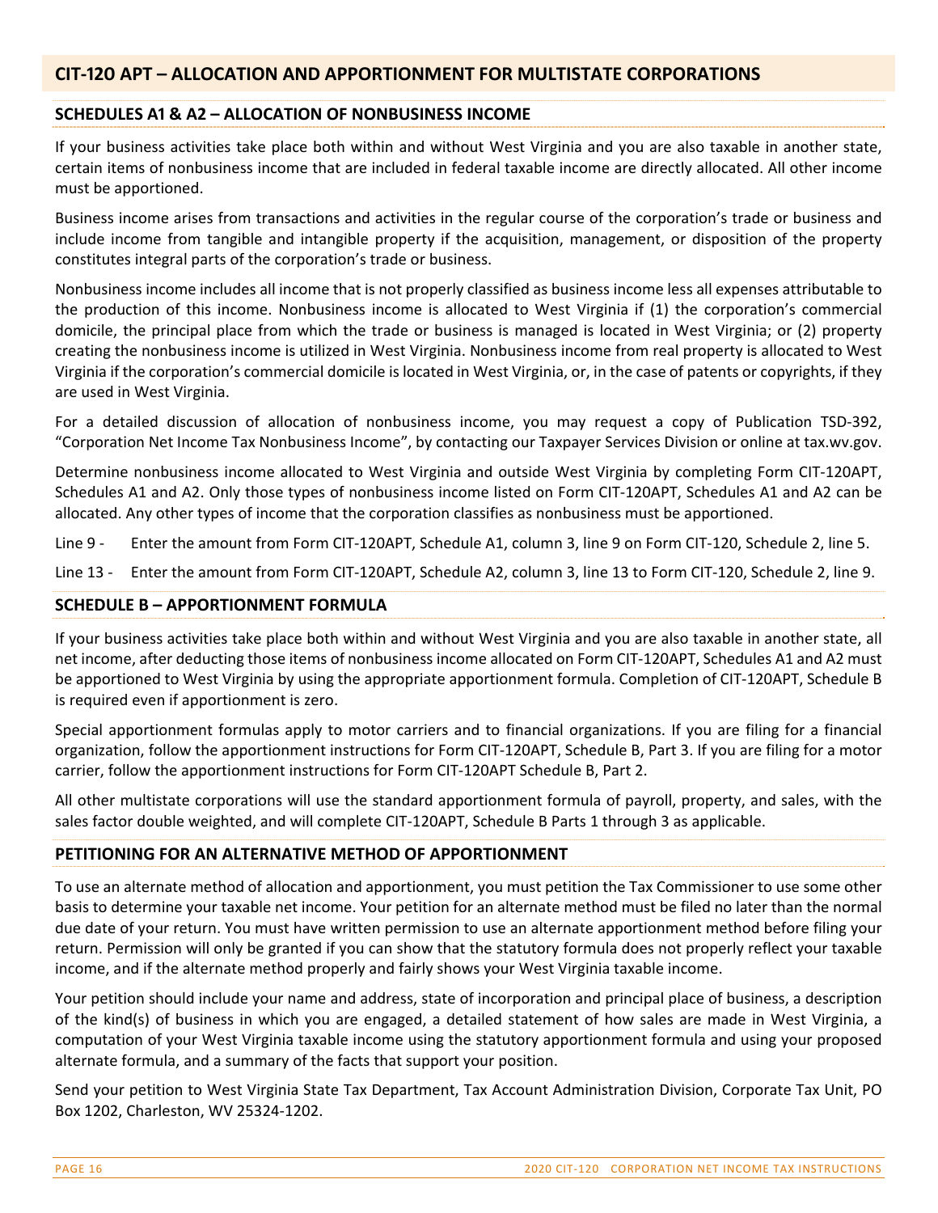## CIT-120 APT – ALLOCATION AND APPORTIONMENT FOR MULTISTATE CORPORATIONS

### SCHEDULES A1 & A2 – ALLOCATION OF NONBUSINESS INCOME

If your business activities take place both within and without West Virginia and you are also taxable in another state, certain items of nonbusiness income that are included in federal taxable income are directly allocated. All other income must be apportioned.

Business income arises from transactions and activities in the regular course of the corporation's trade or business and include income from tangible and intangible property if the acquisition, management, or disposition of the property constitutes integral parts of the corporation's trade or business.

Nonbusiness income includes all income that is not properly classified as business income less all expenses attributable to the production of this income. Nonbusiness income is allocated to West Virginia if (1) the corporation's commercial domicile, the principal place from which the trade or business is managed is located in West Virginia; or (2) property creating the nonbusiness income is utilized in West Virginia. Nonbusiness income from real property is allocated to West Virginia if the corporation's commercial domicile is located in West Virginia, or, in the case of patents or copyrights, if they are used in West Virginia.

For a detailed discussion of allocation of nonbusiness income, you may request a copy of Publication TSD-392, "Corporation Net Income Tax Nonbusiness Income", by contacting our Taxpayer Services Division or online at tax.wv.gov.

Determine nonbusiness income allocated to West Virginia and outside West Virginia by completing Form CIT-120APT, Schedules A1 and A2. Only those types of nonbusiness income listed on Form CIT-120APT, Schedules A1 and A2 can be allocated. Any other types of income that the corporation classifies as nonbusiness must be apportioned.

Line 9 - Enter the amount from Form CIT-120APT, Schedule A1, column 3, line 9 on Form CIT-120, Schedule 2, line 5.

Line 13 - Enter the amount from Form CIT-120APT, Schedule A2, column 3, line 13 to Form CIT-120, Schedule 2, line 9.

### SCHEDULE B – APPORTIONMENT FORMULA

If your business activities take place both within and without West Virginia and you are also taxable in another state, all net income, after deducting those items of nonbusiness income allocated on Form CIT-120APT, Schedules A1 and A2 must be apportioned to West Virginia by using the appropriate apportionment formula. Completion of CIT-120APT, Schedule B is required even if apportionment is zero.

Special apportionment formulas apply to motor carriers and to financial organizations. If you are filing for a financial organization, follow the apportionment instructions for Form CIT-120APT, Schedule B, Part 3. If you are filing for a motor carrier, follow the apportionment instructions for Form CIT-120APT Schedule B, Part 2.

All other multistate corporations will use the standard apportionment formula of payroll, property, and sales, with the sales factor double weighted, and will complete CIT-120APT, Schedule B Parts 1 through 3 as applicable.

### PETITIONING FOR AN ALTERNATIVE METHOD OF APPORTIONMENT

To use an alternate method of allocation and apportionment, you must petition the Tax Commissioner to use some other basis to determine your taxable net income. Your petition for an alternate method must be filed no later than the normal due date of your return. You must have written permission to use an alternate apportionment method before filing your return. Permission will only be granted if you can show that the statutory formula does not properly reflect your taxable income, and if the alternate method properly and fairly shows your West Virginia taxable income.

Your petition should include your name and address, state of incorporation and principal place of business, a description of the kind(s) of business in which you are engaged, a detailed statement of how sales are made in West Virginia, a computation of your West Virginia taxable income using the statutory apportionment formula and using your proposed alternate formula, and a summary of the facts that support your position.

Send your petition to West Virginia State Tax Department, Tax Account Administration Division, Corporate Tax Unit, PO Box 1202, Charleston, WV 25324-1202.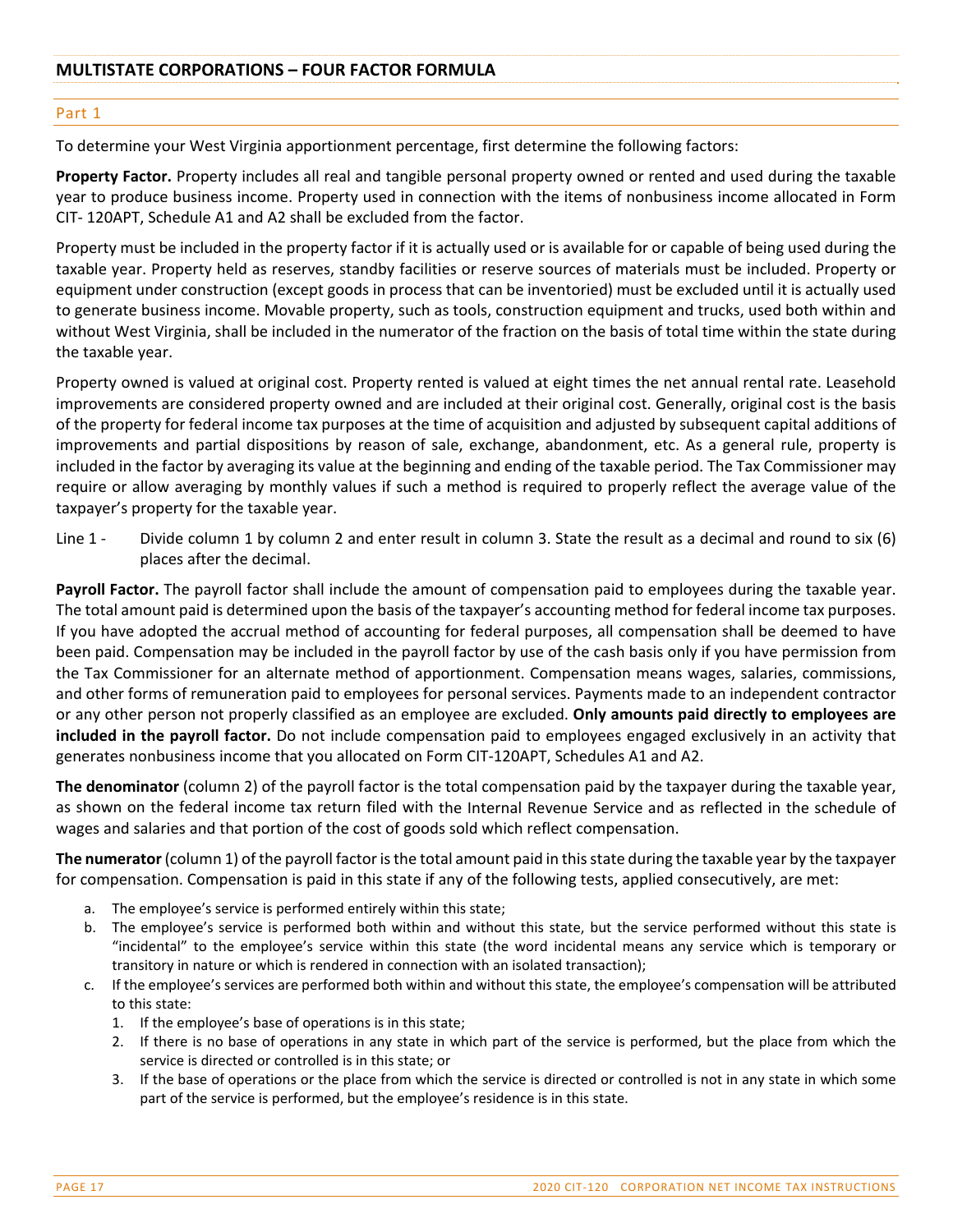## MULTISTATE CORPORATIONS – FOUR FACTOR FORMULA

### Part 1

To determine your West Virginia apportionment percentage, first determine the following factors:

**Property Factor.** Property includes all real and tangible personal property owned or rented and used during the taxable year to produce business income. Property used in connection with the items of nonbusiness income allocated in Form CIT- 120APT, Schedule A1 and A2 shall be excluded from the factor.

Property must be included in the property factor if it is actually used or is available for or capable of being used during the taxable year. Property held as reserves, standby facilities or reserve sources of materials must be included. Property or equipment under construction (except goods in process that can be inventoried) must be excluded until it is actually used to generate business income. Movable property, such as tools, construction equipment and trucks, used both within and without West Virginia, shall be included in the numerator of the fraction on the basis of total time within the state during the taxable year.

Property owned is valued at original cost. Property rented is valued at eight times the net annual rental rate. Leasehold improvements are considered property owned and are included at their original cost. Generally, original cost is the basis of the property for federal income tax purposes at the time of acquisition and adjusted by subsequent capital additions of improvements and partial dispositions by reason of sale, exchange, abandonment, etc. As a general rule, property is included in the factor by averaging its value at the beginning and ending of the taxable period. The Tax Commissioner may require or allow averaging by monthly values if such a method is required to properly reflect the average value of the taxpayer's property for the taxable year.

Line 1 - Divide column 1 by column 2 and enter result in column 3. State the result as a decimal and round to six (6) places after the decimal.

**Payroll Factor.** The payroll factor shall include the amount of compensation paid to employees during the taxable year. The total amount paid is determined upon the basis of the taxpayer's accounting method for federal income tax purposes. If you have adopted the accrual method of accounting for federal purposes, all compensation shall be deemed to have been paid. Compensation may be included in the payroll factor by use of the cash basis only if you have permission from the Tax Commissioner for an alternate method of apportionment. Compensation means wages, salaries, commissions, and other forms of remuneration paid to employees for personal services. Payments made to an independent contractor or any other person not properly classified as an employee are excluded. **Only amounts paid directly to employees are included in the payroll factor.** Do not include compensation paid to employees engaged exclusively in an activity that generates nonbusiness income that you allocated on Form CIT-120APT, Schedules A1 and A2.

**The denominator** (column 2) of the payroll factor is the total compensation paid by the taxpayer during the taxable year, as shown on the federal income tax return filed with the Internal Revenue Service and as reflected in the schedule of wages and salaries and that portion of the cost of goods sold which reflect compensation.

**The numerator** (column 1) of the payroll factor is the total amount paid in this state during the taxable year by the taxpayer for compensation. Compensation is paid in this state if any of the following tests, applied consecutively, are met:

a. The employee's service is performed entirely within this state;
b. The employee's service is performed both within and without this state, but the service performed without this state is "incidental" to the employee's service within this state (the word incidental means any service which is temporary or transitory in nature or which is rendered in connection with an isolated transaction);
c. If the employee's services are performed both within and without this state, the employee's compensation will be attributed to this state:
   1. If the employee's base of operations is in this state;
   2. If there is no base of operations in any state in which part of the service is performed, but the place from which the service is directed or controlled is in this state; or
   3. If the base of operations or the place from which the service is directed or controlled is not in any state in which some part of the service is performed, but the employee's residence is in this state.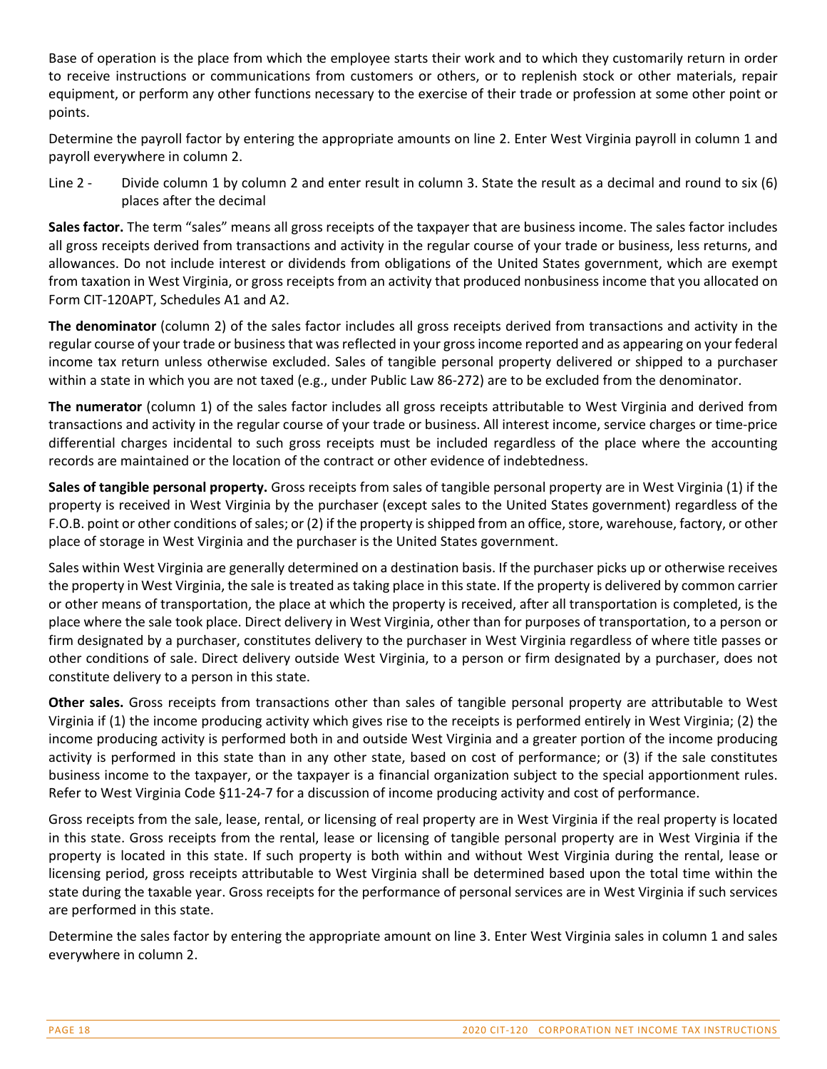Base of operation is the place from which the employee starts their work and to which they customarily return in order to receive instructions or communications from customers or others, or to replenish stock or other materials, repair equipment, or perform any other functions necessary to the exercise of their trade or profession at some other point or points.

Determine the payroll factor by entering the appropriate amounts on line 2. Enter West Virginia payroll in column 1 and payroll everywhere in column 2.

Line 2 - Divide column 1 by column 2 and enter result in column 3. State the result as a decimal and round to six (6) places after the decimal

**Sales factor.** The term "sales" means all gross receipts of the taxpayer that are business income. The sales factor includes all gross receipts derived from transactions and activity in the regular course of your trade or business, less returns, and allowances. Do not include interest or dividends from obligations of the United States government, which are exempt from taxation in West Virginia, or gross receipts from an activity that produced nonbusiness income that you allocated on Form CIT-120APT, Schedules A1 and A2.

**The denominator** (column 2) of the sales factor includes all gross receipts derived from transactions and activity in the regular course of your trade or business that was reflected in your gross income reported and as appearing on your federal income tax return unless otherwise excluded. Sales of tangible personal property delivered or shipped to a purchaser within a state in which you are not taxed (e.g., under Public Law 86-272) are to be excluded from the denominator.

**The numerator** (column 1) of the sales factor includes all gross receipts attributable to West Virginia and derived from transactions and activity in the regular course of your trade or business. All interest income, service charges or time-price differential charges incidental to such gross receipts must be included regardless of the place where the accounting records are maintained or the location of the contract or other evidence of indebtedness.

**Sales of tangible personal property.** Gross receipts from sales of tangible personal property are in West Virginia (1) if the property is received in West Virginia by the purchaser (except sales to the United States government) regardless of the F.O.B. point or other conditions of sales; or (2) if the property is shipped from an office, store, warehouse, factory, or other place of storage in West Virginia and the purchaser is the United States government.

Sales within West Virginia are generally determined on a destination basis. If the purchaser picks up or otherwise receives the property in West Virginia, the sale is treated as taking place in this state. If the property is delivered by common carrier or other means of transportation, the place at which the property is received, after all transportation is completed, is the place where the sale took place. Direct delivery in West Virginia, other than for purposes of transportation, to a person or firm designated by a purchaser, constitutes delivery to the purchaser in West Virginia regardless of where title passes or other conditions of sale. Direct delivery outside West Virginia, to a person or firm designated by a purchaser, does not constitute delivery to a person in this state.

**Other sales.** Gross receipts from transactions other than sales of tangible personal property are attributable to West Virginia if (1) the income producing activity which gives rise to the receipts is performed entirely in West Virginia; (2) the income producing activity is performed both in and outside West Virginia and a greater portion of the income producing activity is performed in this state than in any other state, based on cost of performance; or (3) if the sale constitutes business income to the taxpayer, or the taxpayer is a financial organization subject to the special apportionment rules. Refer to West Virginia Code §11-24-7 for a discussion of income producing activity and cost of performance.

Gross receipts from the sale, lease, rental, or licensing of real property are in West Virginia if the real property is located in this state. Gross receipts from the rental, lease or licensing of tangible personal property are in West Virginia if the property is located in this state. If such property is both within and without West Virginia during the rental, lease or licensing period, gross receipts attributable to West Virginia shall be determined based upon the total time within the state during the taxable year. Gross receipts for the performance of personal services are in West Virginia if such services are performed in this state.

Determine the sales factor by entering the appropriate amount on line 3. Enter West Virginia sales in column 1 and sales everywhere in column 2.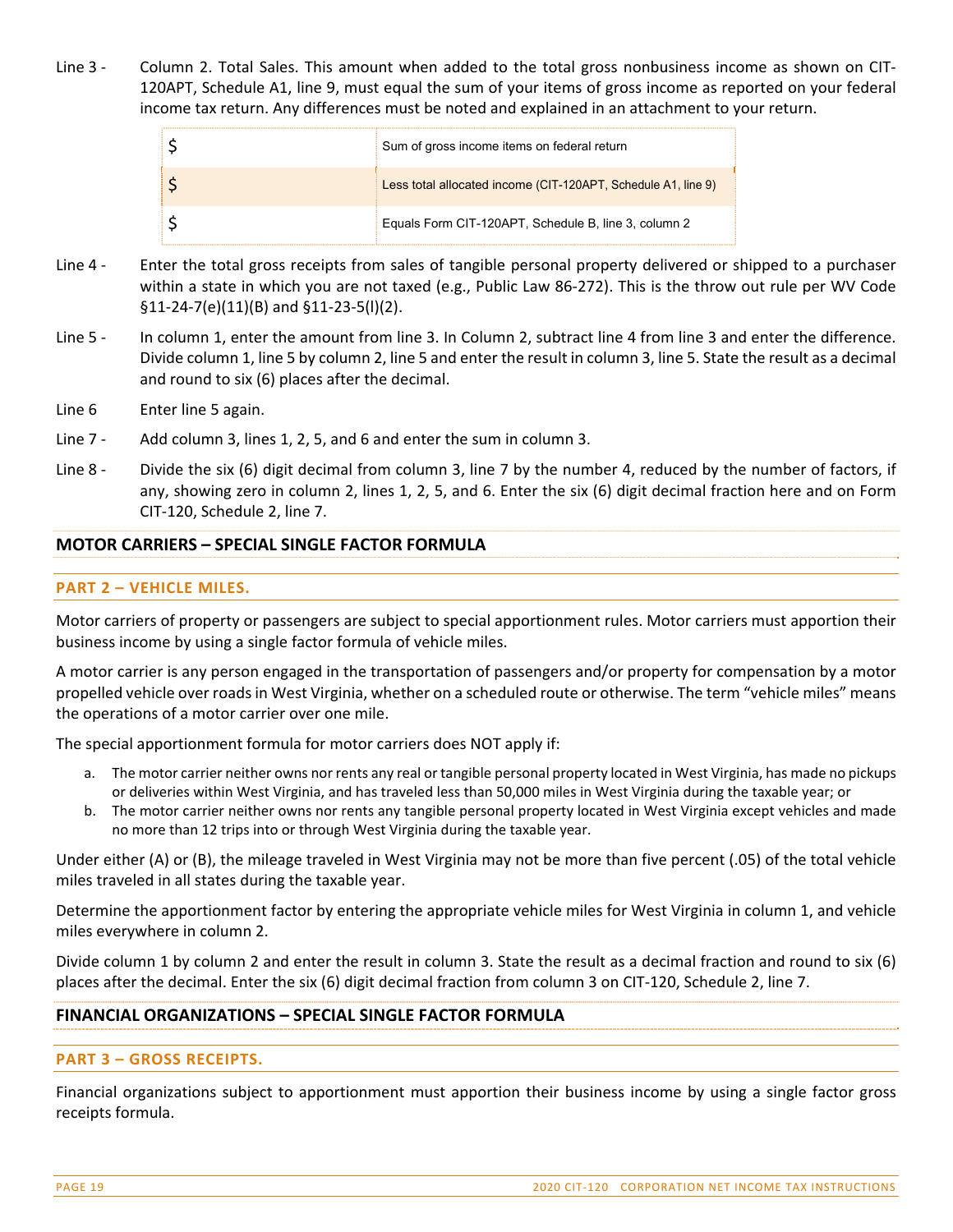Line 3 - Column 2. Total Sales. This amount when added to the total gross nonbusiness income as shown on CIT-120APT, Schedule A1, line 9, must equal the sum of your items of gross income as reported on your federal income tax return. Any differences must be noted and explained in an attachment to your return.

| | |
|---|---|
| $ | Sum of gross income items on federal return |
| $ | Less total allocated income (CIT-120APT, Schedule A1, line 9) |
| $ | Equals Form CIT-120APT, Schedule B, line 3, column 2 |

Line 4 - Enter the total gross receipts from sales of tangible personal property delivered or shipped to a purchaser within a state in which you are not taxed (e.g., Public Law 86-272). This is the throw out rule per WV Code §11-24-7(e)(11)(B) and §11-23-5(l)(2).

Line 5 - In column 1, enter the amount from line 3. In Column 2, subtract line 4 from line 3 and enter the difference. Divide column 1, line 5 by column 2, line 5 and enter the result in column 3, line 5. State the result as a decimal and round to six (6) places after the decimal.

Line 6 Enter line 5 again.

Line 7 - Add column 3, lines 1, 2, 5, and 6 and enter the sum in column 3.

Line 8 - Divide the six (6) digit decimal from column 3, line 7 by the number 4, reduced by the number of factors, if any, showing zero in column 2, lines 1, 2, 5, and 6. Enter the six (6) digit decimal fraction here and on Form CIT-120, Schedule 2, line 7.

## MOTOR CARRIERS – SPECIAL SINGLE FACTOR FORMULA

### PART 2 – VEHICLE MILES.

Motor carriers of property or passengers are subject to special apportionment rules. Motor carriers must apportion their business income by using a single factor formula of vehicle miles.

A motor carrier is any person engaged in the transportation of passengers and/or property for compensation by a motor propelled vehicle over roads in West Virginia, whether on a scheduled route or otherwise. The term "vehicle miles" means the operations of a motor carrier over one mile.

The special apportionment formula for motor carriers does NOT apply if:

a. The motor carrier neither owns nor rents any real or tangible personal property located in West Virginia, has made no pickups or deliveries within West Virginia, and has traveled less than 50,000 miles in West Virginia during the taxable year; or
b. The motor carrier neither owns nor rents any tangible personal property located in West Virginia except vehicles and made no more than 12 trips into or through West Virginia during the taxable year.

Under either (A) or (B), the mileage traveled in West Virginia may not be more than five percent (.05) of the total vehicle miles traveled in all states during the taxable year.

Determine the apportionment factor by entering the appropriate vehicle miles for West Virginia in column 1, and vehicle miles everywhere in column 2.

Divide column 1 by column 2 and enter the result in column 3. State the result as a decimal fraction and round to six (6) places after the decimal. Enter the six (6) digit decimal fraction from column 3 on CIT-120, Schedule 2, line 7.

## FINANCIAL ORGANIZATIONS – SPECIAL SINGLE FACTOR FORMULA

### PART 3 – GROSS RECEIPTS.

Financial organizations subject to apportionment must apportion their business income by using a single factor gross receipts formula.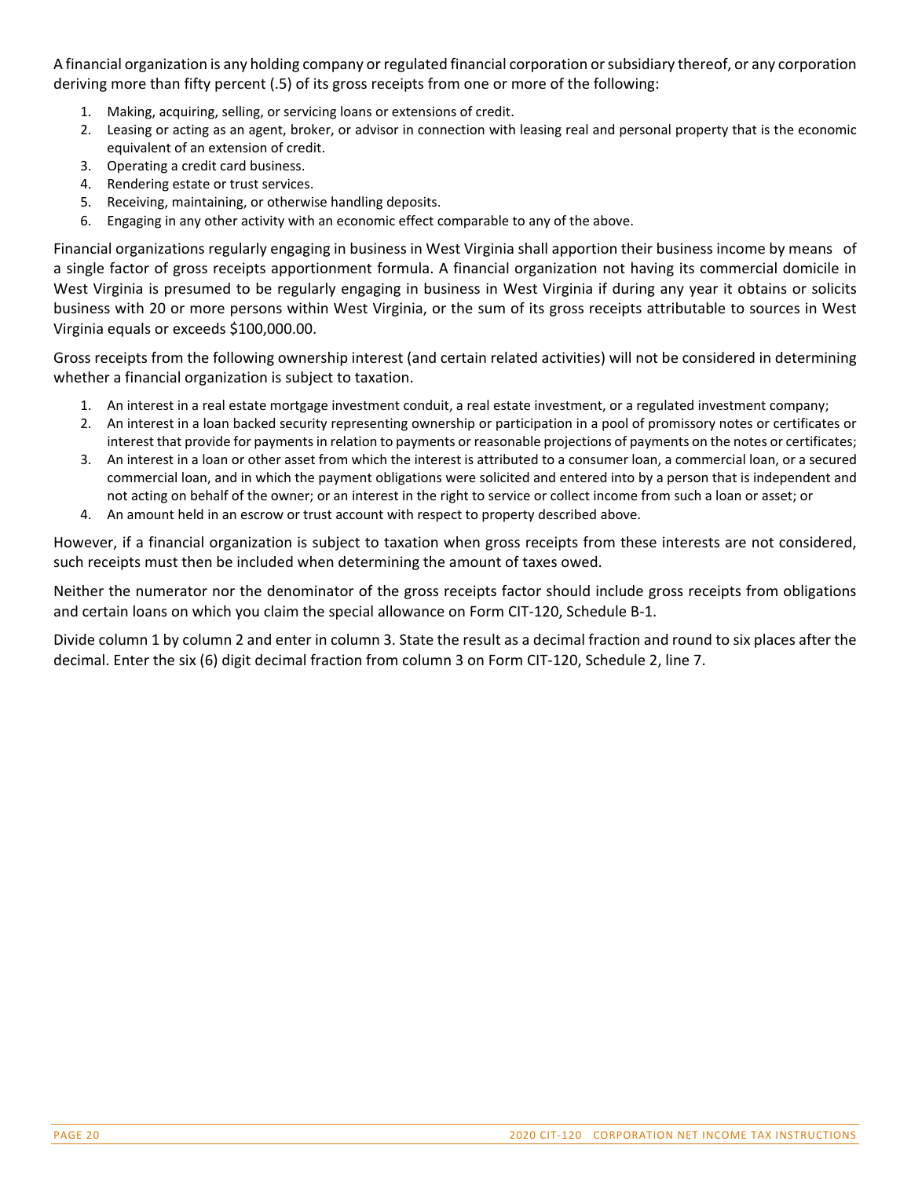A financial organization is any holding company or regulated financial corporation or subsidiary thereof, or any corporation deriving more than fifty percent (.5) of its gross receipts from one or more of the following:

1. Making, acquiring, selling, or servicing loans or extensions of credit.
2. Leasing or acting as an agent, broker, or advisor in connection with leasing real and personal property that is the economic equivalent of an extension of credit.
3. Operating a credit card business.
4. Rendering estate or trust services.
5. Receiving, maintaining, or otherwise handling deposits.
6. Engaging in any other activity with an economic effect comparable to any of the above.

Financial organizations regularly engaging in business in West Virginia shall apportion their business income by means of a single factor of gross receipts apportionment formula. A financial organization not having its commercial domicile in West Virginia is presumed to be regularly engaging in business in West Virginia if during any year it obtains or solicits business with 20 or more persons within West Virginia, or the sum of its gross receipts attributable to sources in West Virginia equals or exceeds $100,000.00.

Gross receipts from the following ownership interest (and certain related activities) will not be considered in determining whether a financial organization is subject to taxation.

1. An interest in a real estate mortgage investment conduit, a real estate investment, or a regulated investment company;
2. An interest in a loan backed security representing ownership or participation in a pool of promissory notes or certificates or interest that provide for payments in relation to payments or reasonable projections of payments on the notes or certificates;
3. An interest in a loan or other asset from which the interest is attributed to a consumer loan, a commercial loan, or a secured commercial loan, and in which the payment obligations were solicited and entered into by a person that is independent and not acting on behalf of the owner; or an interest in the right to service or collect income from such a loan or asset; or
4. An amount held in an escrow or trust account with respect to property described above.

However, if a financial organization is subject to taxation when gross receipts from these interests are not considered, such receipts must then be included when determining the amount of taxes owed.

Neither the numerator nor the denominator of the gross receipts factor should include gross receipts from obligations and certain loans on which you claim the special allowance on Form CIT-120, Schedule B-1.

Divide column 1 by column 2 and enter in column 3. State the result as a decimal fraction and round to six places after the decimal. Enter the six (6) digit decimal fraction from column 3 on Form CIT-120, Schedule 2, line 7.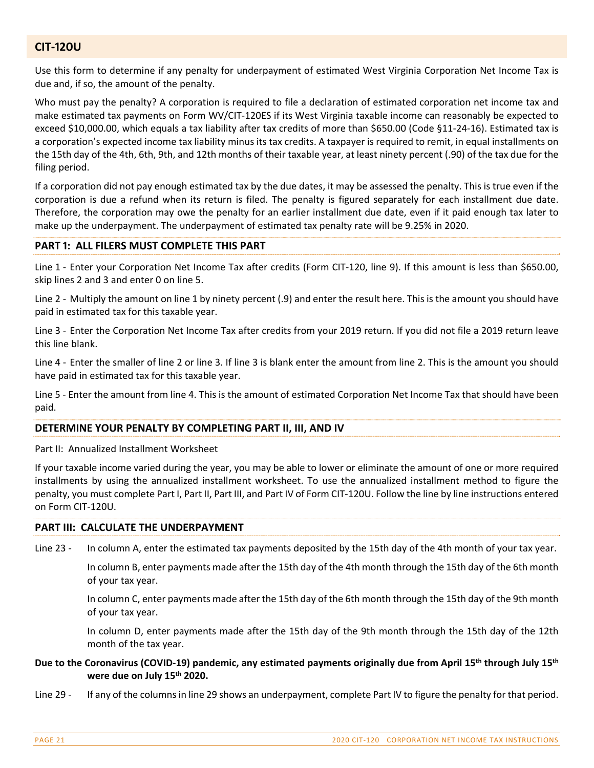## CIT-120U

Use this form to determine if any penalty for underpayment of estimated West Virginia Corporation Net Income Tax is due and, if so, the amount of the penalty.

Who must pay the penalty? A corporation is required to file a declaration of estimated corporation net income tax and make estimated tax payments on Form WV/CIT-120ES if its West Virginia taxable income can reasonably be expected to exceed $10,000.00, which equals a tax liability after tax credits of more than $650.00 (Code §11-24-16). Estimated tax is a corporation's expected income tax liability minus its tax credits. A taxpayer is required to remit, in equal installments on the 15th day of the 4th, 6th, 9th, and 12th months of their taxable year, at least ninety percent (.90) of the tax due for the filing period.

If a corporation did not pay enough estimated tax by the due dates, it may be assessed the penalty. This is true even if the corporation is due a refund when its return is filed. The penalty is figured separately for each installment due date. Therefore, the corporation may owe the penalty for an earlier installment due date, even if it paid enough tax later to make up the underpayment. The underpayment of estimated tax penalty rate will be 9.25% in 2020.

### PART 1: ALL FILERS MUST COMPLETE THIS PART

Line 1 - Enter your Corporation Net Income Tax after credits (Form CIT-120, line 9). If this amount is less than $650.00, skip lines 2 and 3 and enter 0 on line 5.

Line 2 - Multiply the amount on line 1 by ninety percent (.9) and enter the result here. This is the amount you should have paid in estimated tax for this taxable year.

Line 3 - Enter the Corporation Net Income Tax after credits from your 2019 return. If you did not file a 2019 return leave this line blank.

Line 4 - Enter the smaller of line 2 or line 3. If line 3 is blank enter the amount from line 2. This is the amount you should have paid in estimated tax for this taxable year.

Line 5 - Enter the amount from line 4. This is the amount of estimated Corporation Net Income Tax that should have been paid.

### DETERMINE YOUR PENALTY BY COMPLETING PART II, III, AND IV

Part II: Annualized Installment Worksheet

If your taxable income varied during the year, you may be able to lower or eliminate the amount of one or more required installments by using the annualized installment worksheet. To use the annualized installment method to figure the penalty, you must complete Part I, Part II, Part III, and Part IV of Form CIT-120U. Follow the line by line instructions entered on Form CIT-120U.

### PART III: CALCULATE THE UNDERPAYMENT

Line 23 - In column A, enter the estimated tax payments deposited by the 15th day of the 4th month of your tax year.

In column B, enter payments made after the 15th day of the 4th month through the 15th day of the 6th month of your tax year.

In column C, enter payments made after the 15th day of the 6th month through the 15th day of the 9th month of your tax year.

In column D, enter payments made after the 15th day of the 9th month through the 15th day of the 12th month of the tax year.

**Due to the Coronavirus (COVID-19) pandemic, any estimated payments originally due from April 15th through July 15th were due on July 15th 2020.**

Line 29 - If any of the columns in line 29 shows an underpayment, complete Part IV to figure the penalty for that period.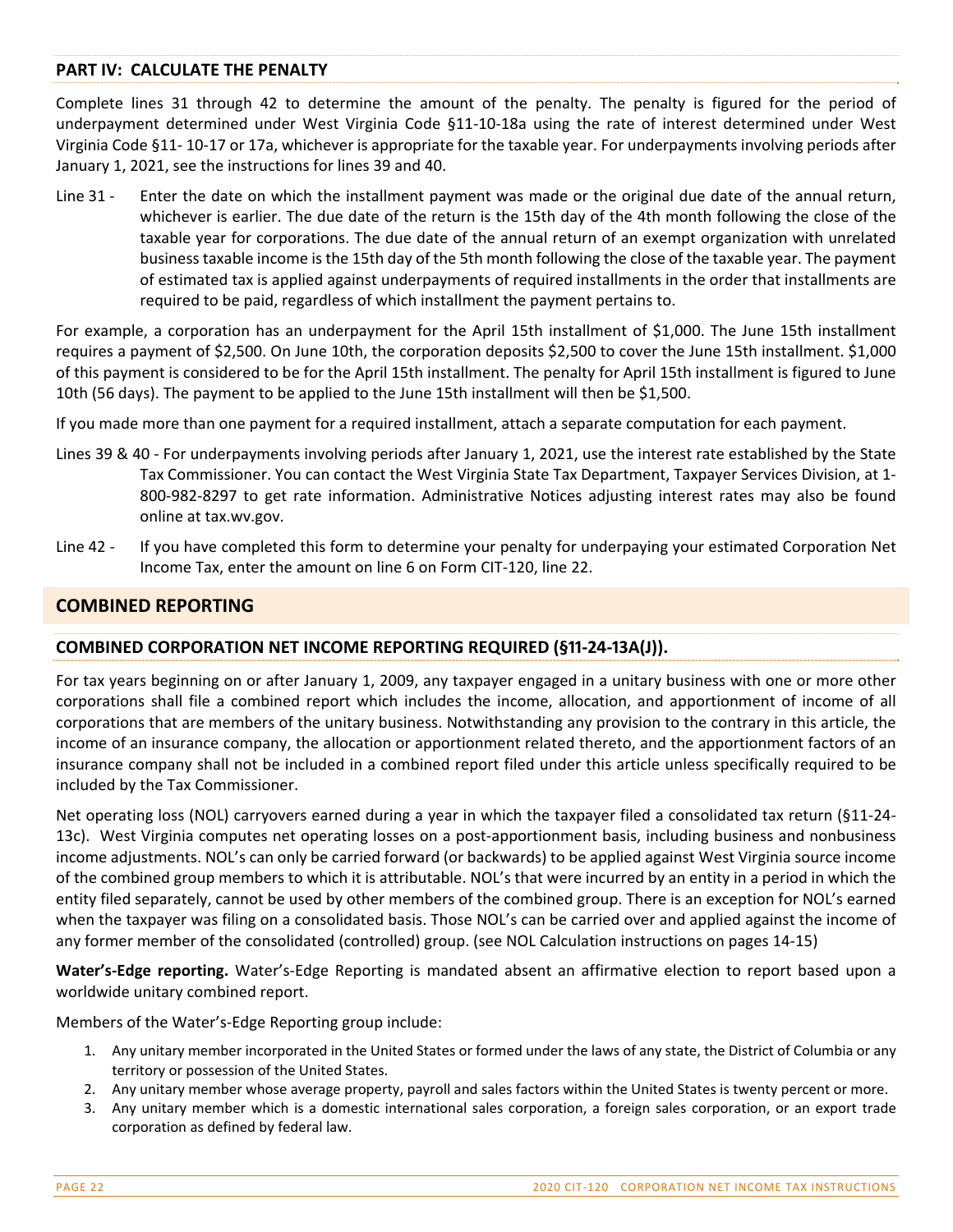## PART IV: CALCULATE THE PENALTY

Complete lines 31 through 42 to determine the amount of the penalty. The penalty is figured for the period of underpayment determined under West Virginia Code §11-10-18a using the rate of interest determined under West Virginia Code §11- 10-17 or 17a, whichever is appropriate for the taxable year. For underpayments involving periods after January 1, 2021, see the instructions for lines 39 and 40.

Line 31 - Enter the date on which the installment payment was made or the original due date of the annual return, whichever is earlier. The due date of the return is the 15th day of the 4th month following the close of the taxable year for corporations. The due date of the annual return of an exempt organization with unrelated business taxable income is the 15th day of the 5th month following the close of the taxable year. The payment of estimated tax is applied against underpayments of required installments in the order that installments are required to be paid, regardless of which installment the payment pertains to.

For example, a corporation has an underpayment for the April 15th installment of $1,000. The June 15th installment requires a payment of $2,500. On June 10th, the corporation deposits $2,500 to cover the June 15th installment. $1,000 of this payment is considered to be for the April 15th installment. The penalty for April 15th installment is figured to June 10th (56 days). The payment to be applied to the June 15th installment will then be $1,500.

If you made more than one payment for a required installment, attach a separate computation for each payment.

Lines 39 & 40 - For underpayments involving periods after January 1, 2021, use the interest rate established by the State Tax Commissioner. You can contact the West Virginia State Tax Department, Taxpayer Services Division, at 1-800-982-8297 to get rate information. Administrative Notices adjusting interest rates may also be found online at tax.wv.gov.

Line 42 - If you have completed this form to determine your penalty for underpaying your estimated Corporation Net Income Tax, enter the amount on line 6 on Form CIT-120, line 22.

# COMBINED REPORTING

## COMBINED CORPORATION NET INCOME REPORTING REQUIRED (§11-24-13A(J)).

For tax years beginning on or after January 1, 2009, any taxpayer engaged in a unitary business with one or more other corporations shall file a combined report which includes the income, allocation, and apportionment of income of all corporations that are members of the unitary business. Notwithstanding any provision to the contrary in this article, the income of an insurance company, the allocation or apportionment related thereto, and the apportionment factors of an insurance company shall not be included in a combined report filed under this article unless specifically required to be included by the Tax Commissioner.

Net operating loss (NOL) carryovers earned during a year in which the taxpayer filed a consolidated tax return (§11-24-13c). West Virginia computes net operating losses on a post-apportionment basis, including business and nonbusiness income adjustments. NOL's can only be carried forward (or backwards) to be applied against West Virginia source income of the combined group members to which it is attributable. NOL's that were incurred by an entity in a period in which the entity filed separately, cannot be used by other members of the combined group. There is an exception for NOL's earned when the taxpayer was filing on a consolidated basis. Those NOL's can be carried over and applied against the income of any former member of the consolidated (controlled) group. (see NOL Calculation instructions on pages 14-15)

**Water's-Edge reporting.** Water's-Edge Reporting is mandated absent an affirmative election to report based upon a worldwide unitary combined report.

Members of the Water's-Edge Reporting group include:

1. Any unitary member incorporated in the United States or formed under the laws of any state, the District of Columbia or any territory or possession of the United States.
2. Any unitary member whose average property, payroll and sales factors within the United States is twenty percent or more.
3. Any unitary member which is a domestic international sales corporation, a foreign sales corporation, or an export trade corporation as defined by federal law.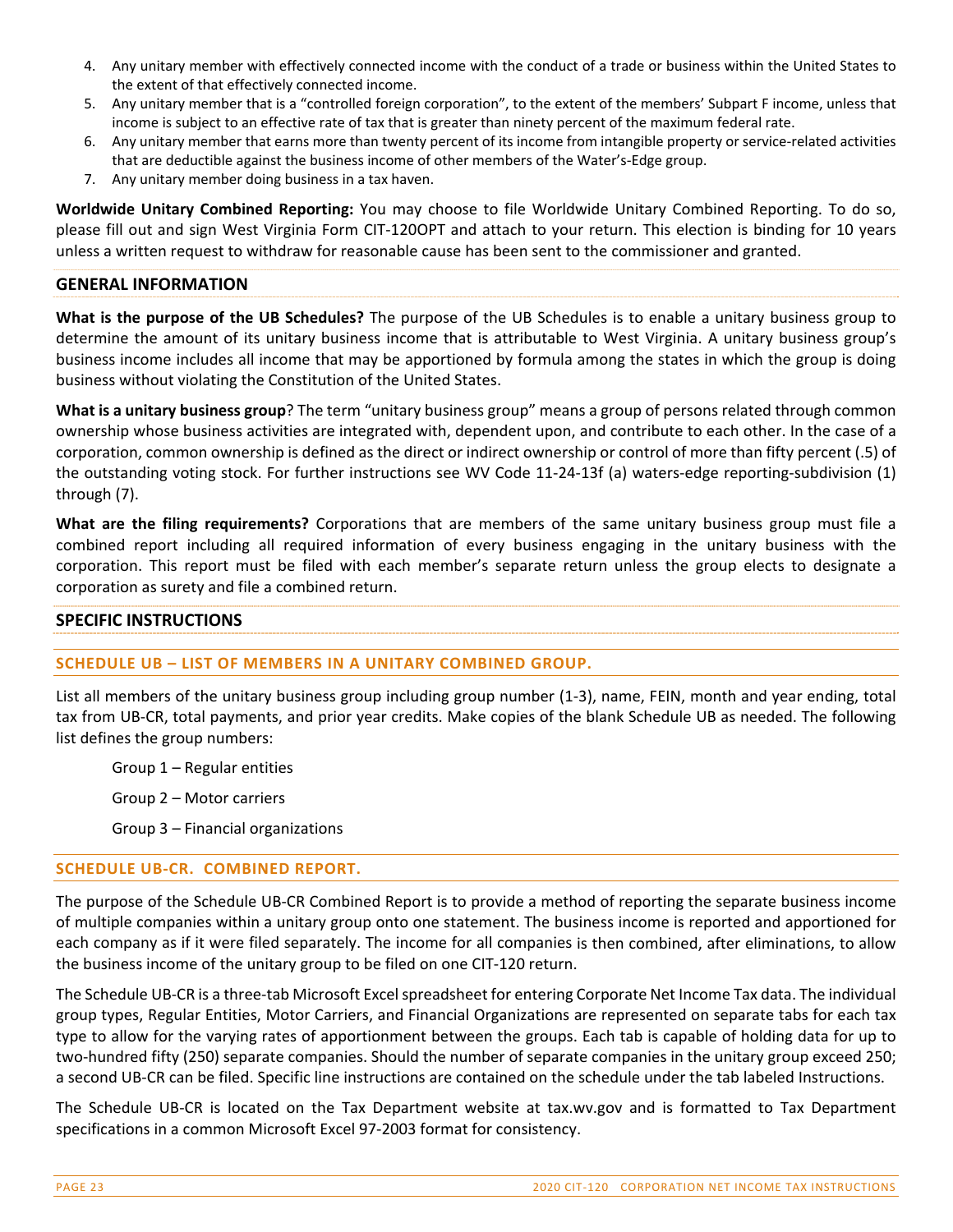4. Any unitary member with effectively connected income with the conduct of a trade or business within the United States to the extent of that effectively connected income.
5. Any unitary member that is a "controlled foreign corporation", to the extent of the members' Subpart F income, unless that income is subject to an effective rate of tax that is greater than ninety percent of the maximum federal rate.
6. Any unitary member that earns more than twenty percent of its income from intangible property or service-related activities that are deductible against the business income of other members of the Water's-Edge group.
7. Any unitary member doing business in a tax haven.

**Worldwide Unitary Combined Reporting:** You may choose to file Worldwide Unitary Combined Reporting. To do so, please fill out and sign West Virginia Form CIT-120OPT and attach to your return. This election is binding for 10 years unless a written request to withdraw for reasonable cause has been sent to the commissioner and granted.

## GENERAL INFORMATION

**What is the purpose of the UB Schedules?** The purpose of the UB Schedules is to enable a unitary business group to determine the amount of its unitary business income that is attributable to West Virginia. A unitary business group's business income includes all income that may be apportioned by formula among the states in which the group is doing business without violating the Constitution of the United States.

**What is a unitary business group**? The term "unitary business group" means a group of persons related through common ownership whose business activities are integrated with, dependent upon, and contribute to each other. In the case of a corporation, common ownership is defined as the direct or indirect ownership or control of more than fifty percent (.5) of the outstanding voting stock. For further instructions see WV Code 11-24-13f (a) waters-edge reporting-subdivision (1) through (7).

**What are the filing requirements?** Corporations that are members of the same unitary business group must file a combined report including all required information of every business engaging in the unitary business with the corporation. This report must be filed with each member's separate return unless the group elects to designate a corporation as surety and file a combined return.

## SPECIFIC INSTRUCTIONS

### SCHEDULE UB – LIST OF MEMBERS IN A UNITARY COMBINED GROUP.

List all members of the unitary business group including group number (1-3), name, FEIN, month and year ending, total tax from UB-CR, total payments, and prior year credits. Make copies of the blank Schedule UB as needed. The following list defines the group numbers:

Group 1 – Regular entities

Group 2 – Motor carriers

Group 3 – Financial organizations

### SCHEDULE UB-CR. COMBINED REPORT.

The purpose of the Schedule UB-CR Combined Report is to provide a method of reporting the separate business income of multiple companies within a unitary group onto one statement. The business income is reported and apportioned for each company as if it were filed separately. The income for all companies is then combined, after eliminations, to allow the business income of the unitary group to be filed on one CIT-120 return.

The Schedule UB-CR is a three-tab Microsoft Excel spreadsheet for entering Corporate Net Income Tax data. The individual group types, Regular Entities, Motor Carriers, and Financial Organizations are represented on separate tabs for each tax type to allow for the varying rates of apportionment between the groups. Each tab is capable of holding data for up to two-hundred fifty (250) separate companies. Should the number of separate companies in the unitary group exceed 250; a second UB-CR can be filed. Specific line instructions are contained on the schedule under the tab labeled Instructions.

The Schedule UB-CR is located on the Tax Department website at tax.wv.gov and is formatted to Tax Department specifications in a common Microsoft Excel 97-2003 format for consistency.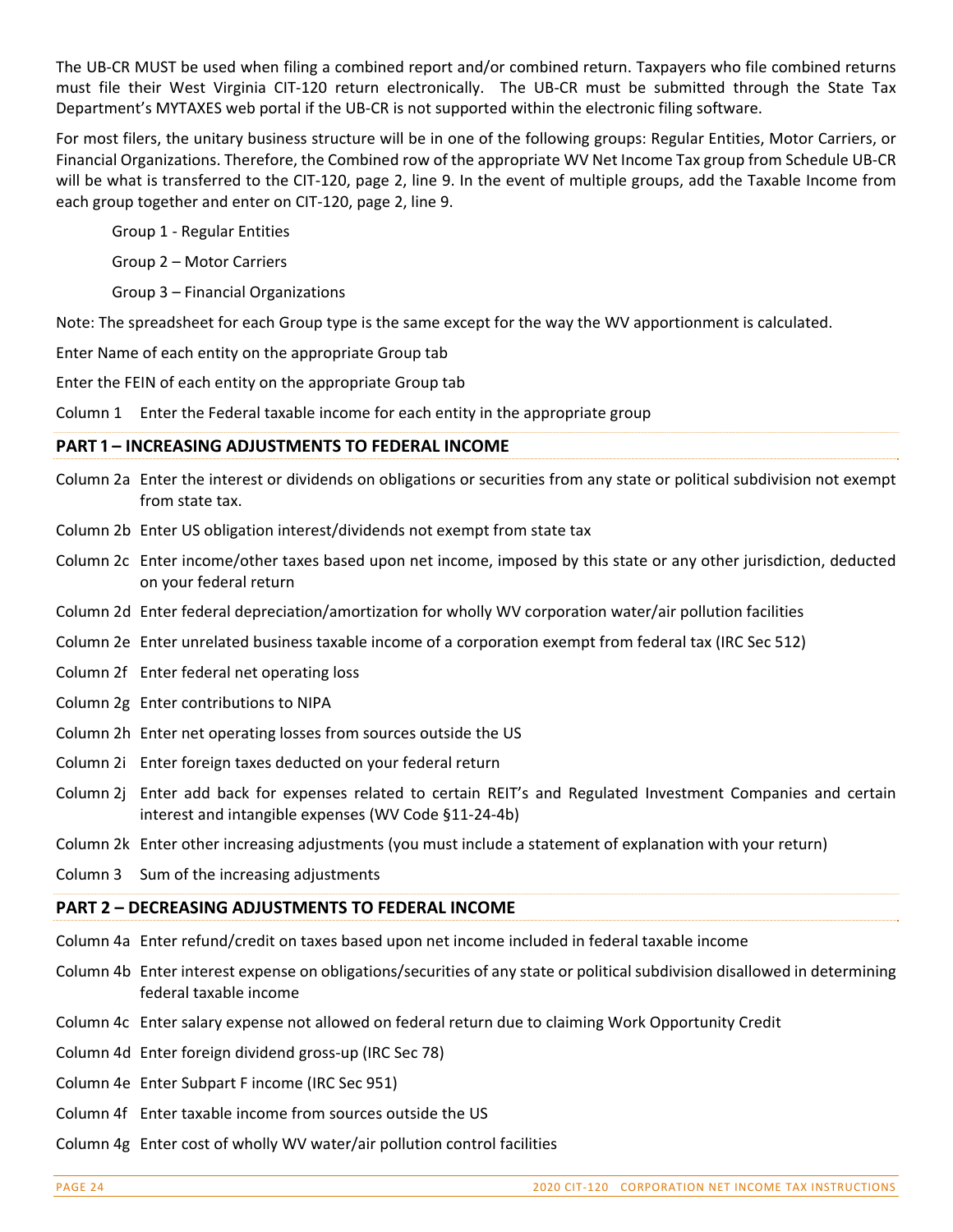The UB-CR MUST be used when filing a combined report and/or combined return. Taxpayers who file combined returns must file their West Virginia CIT-120 return electronically. The UB-CR must be submitted through the State Tax Department's MYTAXES web portal if the UB-CR is not supported within the electronic filing software.

For most filers, the unitary business structure will be in one of the following groups: Regular Entities, Motor Carriers, or Financial Organizations. Therefore, the Combined row of the appropriate WV Net Income Tax group from Schedule UB-CR will be what is transferred to the CIT-120, page 2, line 9. In the event of multiple groups, add the Taxable Income from each group together and enter on CIT-120, page 2, line 9.

Group 1 - Regular Entities

Group 2 – Motor Carriers

Group 3 – Financial Organizations

Note: The spreadsheet for each Group type is the same except for the way the WV apportionment is calculated.

Enter Name of each entity on the appropriate Group tab

Enter the FEIN of each entity on the appropriate Group tab

Column 1 Enter the Federal taxable income for each entity in the appropriate group

## PART 1 – INCREASING ADJUSTMENTS TO FEDERAL INCOME

Column 2a Enter the interest or dividends on obligations or securities from any state or political subdivision not exempt from state tax.

Column 2b Enter US obligation interest/dividends not exempt from state tax

Column 2c Enter income/other taxes based upon net income, imposed by this state or any other jurisdiction, deducted on your federal return

Column 2d Enter federal depreciation/amortization for wholly WV corporation water/air pollution facilities

Column 2e Enter unrelated business taxable income of a corporation exempt from federal tax (IRC Sec 512)

Column 2f Enter federal net operating loss

Column 2g Enter contributions to NIPA

Column 2h Enter net operating losses from sources outside the US

Column 2i Enter foreign taxes deducted on your federal return

Column 2j Enter add back for expenses related to certain REIT's and Regulated Investment Companies and certain interest and intangible expenses (WV Code §11-24-4b)

Column 2k Enter other increasing adjustments (you must include a statement of explanation with your return)

Column 3 Sum of the increasing adjustments

## PART 2 – DECREASING ADJUSTMENTS TO FEDERAL INCOME

Column 4a Enter refund/credit on taxes based upon net income included in federal taxable income

Column 4b Enter interest expense on obligations/securities of any state or political subdivision disallowed in determining federal taxable income

Column 4c Enter salary expense not allowed on federal return due to claiming Work Opportunity Credit

Column 4d Enter foreign dividend gross-up (IRC Sec 78)

Column 4e Enter Subpart F income (IRC Sec 951)

Column 4f Enter taxable income from sources outside the US

Column 4g Enter cost of wholly WV water/air pollution control facilities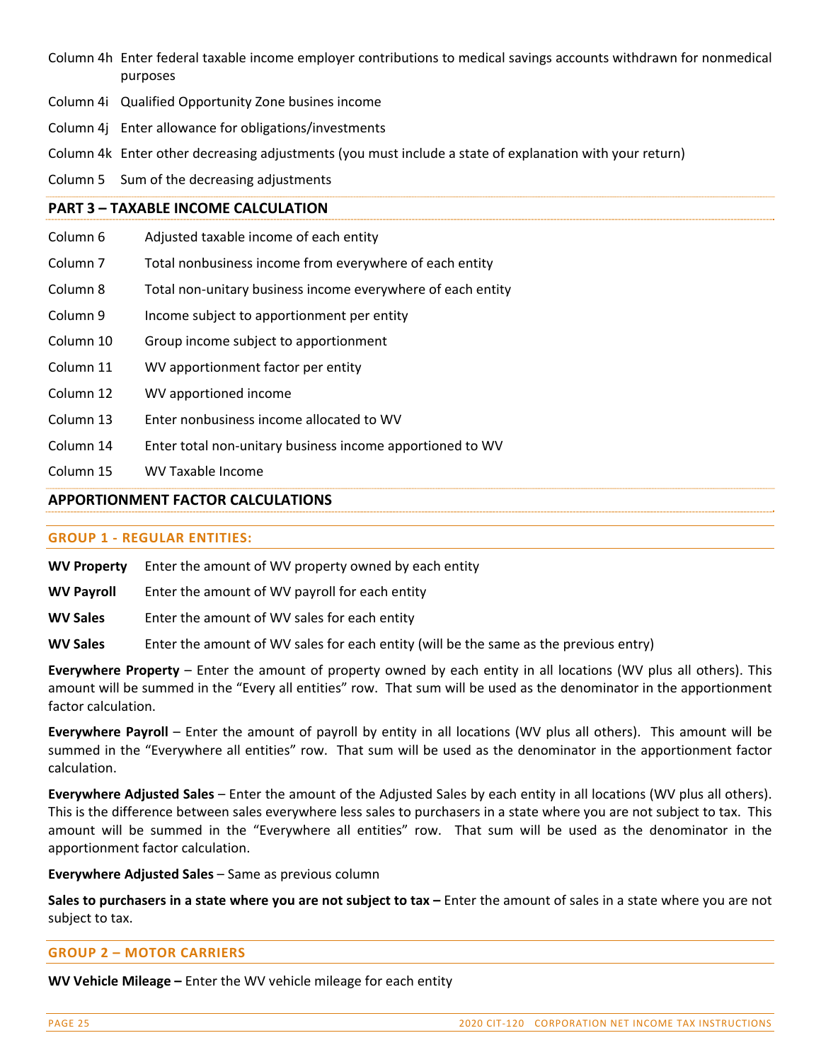Column 4h Enter federal taxable income employer contributions to medical savings accounts withdrawn for nonmedical purposes

Column 4i Qualified Opportunity Zone busines income

Column 4j Enter allowance for obligations/investments

Column 4k Enter other decreasing adjustments (you must include a state of explanation with your return)

Column 5 Sum of the decreasing adjustments

## PART 3 – TAXABLE INCOME CALCULATION

Column 6 Adjusted taxable income of each entity

Column 7 Total nonbusiness income from everywhere of each entity

Column 8 Total non-unitary business income everywhere of each entity

Column 9 Income subject to apportionment per entity

Column 10 Group income subject to apportionment

Column 11 WV apportionment factor per entity

Column 12 WV apportioned income

Column 13 Enter nonbusiness income allocated to WV

Column 14 Enter total non-unitary business income apportioned to WV

Column 15 WV Taxable Income

## APPORTIONMENT FACTOR CALCULATIONS

### GROUP 1 - REGULAR ENTITIES:

**WV Property** Enter the amount of WV property owned by each entity

**WV Payroll** Enter the amount of WV payroll for each entity

**WV Sales** Enter the amount of WV sales for each entity

**WV Sales** Enter the amount of WV sales for each entity (will be the same as the previous entry)

**Everywhere Property** – Enter the amount of property owned by each entity in all locations (WV plus all others). This amount will be summed in the "Every all entities" row. That sum will be used as the denominator in the apportionment factor calculation.

**Everywhere Payroll** – Enter the amount of payroll by entity in all locations (WV plus all others). This amount will be summed in the "Everywhere all entities" row. That sum will be used as the denominator in the apportionment factor calculation.

**Everywhere Adjusted Sales** – Enter the amount of the Adjusted Sales by each entity in all locations (WV plus all others). This is the difference between sales everywhere less sales to purchasers in a state where you are not subject to tax. This amount will be summed in the "Everywhere all entities" row. That sum will be used as the denominator in the apportionment factor calculation.

**Everywhere Adjusted Sales** – Same as previous column

**Sales to purchasers in a state where you are not subject to tax –** Enter the amount of sales in a state where you are not subject to tax.

### GROUP 2 – MOTOR CARRIERS

**WV Vehicle Mileage –** Enter the WV vehicle mileage for each entity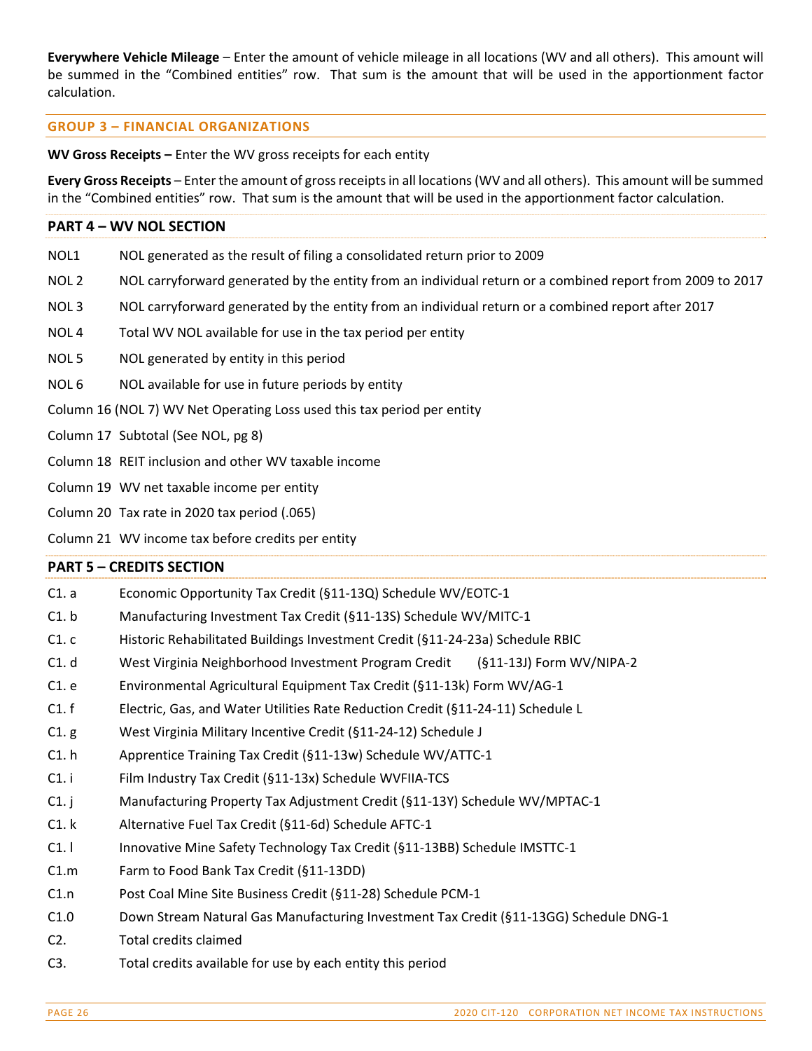**Everywhere Vehicle Mileage** – Enter the amount of vehicle mileage in all locations (WV and all others). This amount will be summed in the "Combined entities" row. That sum is the amount that will be used in the apportionment factor calculation.

### GROUP 3 – FINANCIAL ORGANIZATIONS

**WV Gross Receipts –** Enter the WV gross receipts for each entity

**Every Gross Receipts** – Enter the amount of gross receipts in all locations (WV and all others). This amount will be summed in the "Combined entities" row. That sum is the amount that will be used in the apportionment factor calculation.

## PART 4 – WV NOL SECTION

NOL1 NOL generated as the result of filing a consolidated return prior to 2009

NOL 2 NOL carryforward generated by the entity from an individual return or a combined report from 2009 to 2017

NOL 3 NOL carryforward generated by the entity from an individual return or a combined report after 2017

NOL 4 Total WV NOL available for use in the tax period per entity

NOL 5 NOL generated by entity in this period

NOL 6 NOL available for use in future periods by entity

Column 16 (NOL 7) WV Net Operating Loss used this tax period per entity

Column 17 Subtotal (See NOL, pg 8)

Column 18 REIT inclusion and other WV taxable income

Column 19 WV net taxable income per entity

Column 20 Tax rate in 2020 tax period (.065)

Column 21 WV income tax before credits per entity

## PART 5 – CREDITS SECTION

C1. a Economic Opportunity Tax Credit (§11-13Q) Schedule WV/EOTC-1

C1. b Manufacturing Investment Tax Credit (§11-13S) Schedule WV/MITC-1

C1. c Historic Rehabilitated Buildings Investment Credit (§11-24-23a) Schedule RBIC

C1. d West Virginia Neighborhood Investment Program Credit (§11-13J) Form WV/NIPA-2

C1. e Environmental Agricultural Equipment Tax Credit (§11-13k) Form WV/AG-1

C1. f Electric, Gas, and Water Utilities Rate Reduction Credit (§11-24-11) Schedule L

C1. g West Virginia Military Incentive Credit (§11-24-12) Schedule J

C1. h Apprentice Training Tax Credit (§11-13w) Schedule WV/ATTC-1

C1. i Film Industry Tax Credit (§11-13x) Schedule WVFIIA-TCS

C1. j Manufacturing Property Tax Adjustment Credit (§11-13Y) Schedule WV/MPTAC-1

C1. k Alternative Fuel Tax Credit (§11-6d) Schedule AFTC-1

C1. l Innovative Mine Safety Technology Tax Credit (§11-13BB) Schedule IMSTTC-1

C1.m Farm to Food Bank Tax Credit (§11-13DD)

C1.n Post Coal Mine Site Business Credit (§11-28) Schedule PCM-1

C1.0 Down Stream Natural Gas Manufacturing Investment Tax Credit (§11-13GG) Schedule DNG-1

C2. Total credits claimed

C3. Total credits available for use by each entity this period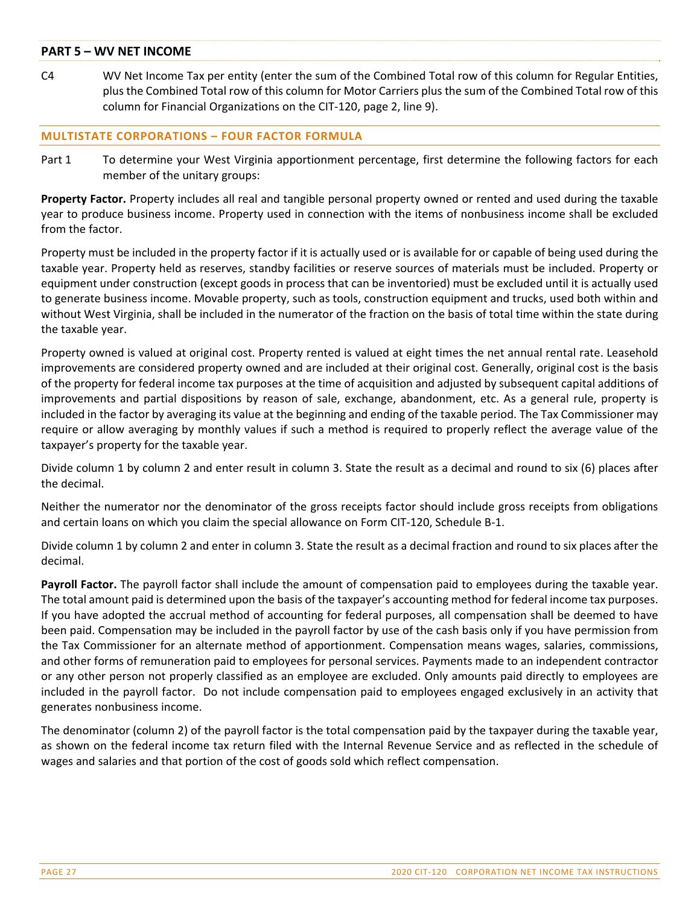## PART 5 – WV NET INCOME

C4 WV Net Income Tax per entity (enter the sum of the Combined Total row of this column for Regular Entities, plus the Combined Total row of this column for Motor Carriers plus the sum of the Combined Total row of this column for Financial Organizations on the CIT-120, page 2, line 9).

## MULTISTATE CORPORATIONS – FOUR FACTOR FORMULA

Part 1 To determine your West Virginia apportionment percentage, first determine the following factors for each member of the unitary groups:

**Property Factor.** Property includes all real and tangible personal property owned or rented and used during the taxable year to produce business income. Property used in connection with the items of nonbusiness income shall be excluded from the factor.

Property must be included in the property factor if it is actually used or is available for or capable of being used during the taxable year. Property held as reserves, standby facilities or reserve sources of materials must be included. Property or equipment under construction (except goods in process that can be inventoried) must be excluded until it is actually used to generate business income. Movable property, such as tools, construction equipment and trucks, used both within and without West Virginia, shall be included in the numerator of the fraction on the basis of total time within the state during the taxable year.

Property owned is valued at original cost. Property rented is valued at eight times the net annual rental rate. Leasehold improvements are considered property owned and are included at their original cost. Generally, original cost is the basis of the property for federal income tax purposes at the time of acquisition and adjusted by subsequent capital additions of improvements and partial dispositions by reason of sale, exchange, abandonment, etc. As a general rule, property is included in the factor by averaging its value at the beginning and ending of the taxable period. The Tax Commissioner may require or allow averaging by monthly values if such a method is required to properly reflect the average value of the taxpayer's property for the taxable year.

Divide column 1 by column 2 and enter result in column 3. State the result as a decimal and round to six (6) places after the decimal.

Neither the numerator nor the denominator of the gross receipts factor should include gross receipts from obligations and certain loans on which you claim the special allowance on Form CIT-120, Schedule B-1.

Divide column 1 by column 2 and enter in column 3. State the result as a decimal fraction and round to six places after the decimal.

**Payroll Factor.** The payroll factor shall include the amount of compensation paid to employees during the taxable year. The total amount paid is determined upon the basis of the taxpayer's accounting method for federal income tax purposes. If you have adopted the accrual method of accounting for federal purposes, all compensation shall be deemed to have been paid. Compensation may be included in the payroll factor by use of the cash basis only if you have permission from the Tax Commissioner for an alternate method of apportionment. Compensation means wages, salaries, commissions, and other forms of remuneration paid to employees for personal services. Payments made to an independent contractor or any other person not properly classified as an employee are excluded. Only amounts paid directly to employees are included in the payroll factor. Do not include compensation paid to employees engaged exclusively in an activity that generates nonbusiness income.

The denominator (column 2) of the payroll factor is the total compensation paid by the taxpayer during the taxable year, as shown on the federal income tax return filed with the Internal Revenue Service and as reflected in the schedule of wages and salaries and that portion of the cost of goods sold which reflect compensation.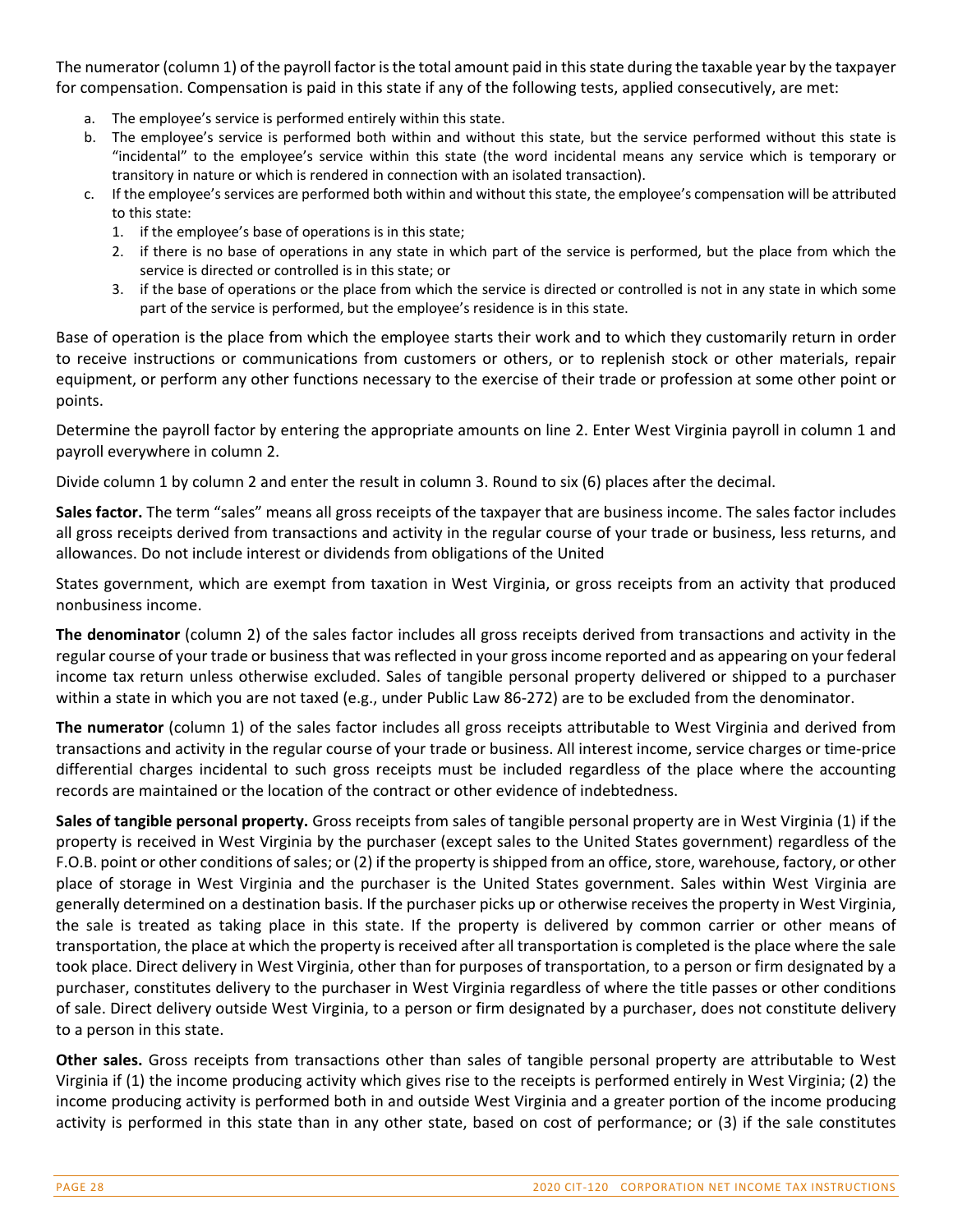The numerator (column 1) of the payroll factor is the total amount paid in this state during the taxable year by the taxpayer for compensation. Compensation is paid in this state if any of the following tests, applied consecutively, are met:

a. The employee's service is performed entirely within this state.
b. The employee's service is performed both within and without this state, but the service performed without this state is "incidental" to the employee's service within this state (the word incidental means any service which is temporary or transitory in nature or which is rendered in connection with an isolated transaction).
c. If the employee's services are performed both within and without this state, the employee's compensation will be attributed to this state:
   1. if the employee's base of operations is in this state;
   2. if there is no base of operations in any state in which part of the service is performed, but the place from which the service is directed or controlled is in this state; or
   3. if the base of operations or the place from which the service is directed or controlled is not in any state in which some part of the service is performed, but the employee's residence is in this state.

Base of operation is the place from which the employee starts their work and to which they customarily return in order to receive instructions or communications from customers or others, or to replenish stock or other materials, repair equipment, or perform any other functions necessary to the exercise of their trade or profession at some other point or points.

Determine the payroll factor by entering the appropriate amounts on line 2. Enter West Virginia payroll in column 1 and payroll everywhere in column 2.

Divide column 1 by column 2 and enter the result in column 3. Round to six (6) places after the decimal.

**Sales factor.** The term "sales" means all gross receipts of the taxpayer that are business income. The sales factor includes all gross receipts derived from transactions and activity in the regular course of your trade or business, less returns, and allowances. Do not include interest or dividends from obligations of the United

States government, which are exempt from taxation in West Virginia, or gross receipts from an activity that produced nonbusiness income.

**The denominator** (column 2) of the sales factor includes all gross receipts derived from transactions and activity in the regular course of your trade or business that was reflected in your gross income reported and as appearing on your federal income tax return unless otherwise excluded. Sales of tangible personal property delivered or shipped to a purchaser within a state in which you are not taxed (e.g., under Public Law 86-272) are to be excluded from the denominator.

**The numerator** (column 1) of the sales factor includes all gross receipts attributable to West Virginia and derived from transactions and activity in the regular course of your trade or business. All interest income, service charges or time-price differential charges incidental to such gross receipts must be included regardless of the place where the accounting records are maintained or the location of the contract or other evidence of indebtedness.

**Sales of tangible personal property.** Gross receipts from sales of tangible personal property are in West Virginia (1) if the property is received in West Virginia by the purchaser (except sales to the United States government) regardless of the F.O.B. point or other conditions of sales; or (2) if the property is shipped from an office, store, warehouse, factory, or other place of storage in West Virginia and the purchaser is the United States government. Sales within West Virginia are generally determined on a destination basis. If the purchaser picks up or otherwise receives the property in West Virginia, the sale is treated as taking place in this state. If the property is delivered by common carrier or other means of transportation, the place at which the property is received after all transportation is completed is the place where the sale took place. Direct delivery in West Virginia, other than for purposes of transportation, to a person or firm designated by a purchaser, constitutes delivery to the purchaser in West Virginia regardless of where the title passes or other conditions of sale. Direct delivery outside West Virginia, to a person or firm designated by a purchaser, does not constitute delivery to a person in this state.

**Other sales.** Gross receipts from transactions other than sales of tangible personal property are attributable to West Virginia if (1) the income producing activity which gives rise to the receipts is performed entirely in West Virginia; (2) the income producing activity is performed both in and outside West Virginia and a greater portion of the income producing activity is performed in this state than in any other state, based on cost of performance; or (3) if the sale constitutes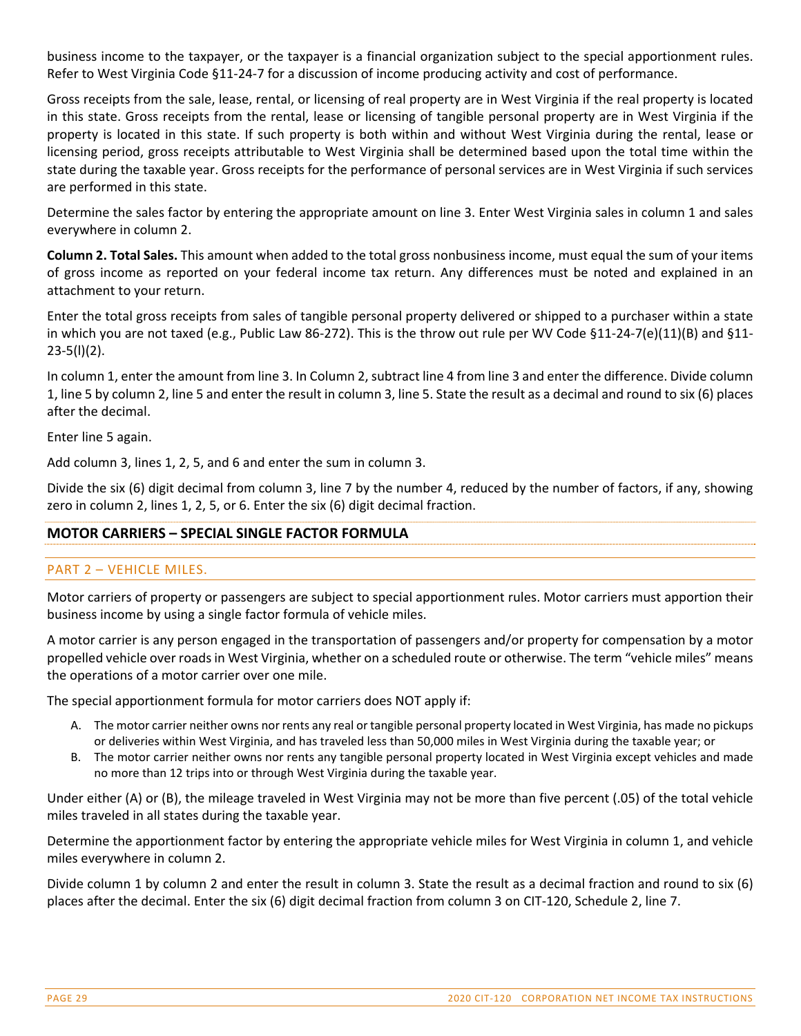business income to the taxpayer, or the taxpayer is a financial organization subject to the special apportionment rules. Refer to West Virginia Code §11-24-7 for a discussion of income producing activity and cost of performance.

Gross receipts from the sale, lease, rental, or licensing of real property are in West Virginia if the real property is located in this state. Gross receipts from the rental, lease or licensing of tangible personal property are in West Virginia if the property is located in this state. If such property is both within and without West Virginia during the rental, lease or licensing period, gross receipts attributable to West Virginia shall be determined based upon the total time within the state during the taxable year. Gross receipts for the performance of personal services are in West Virginia if such services are performed in this state.

Determine the sales factor by entering the appropriate amount on line 3. Enter West Virginia sales in column 1 and sales everywhere in column 2.

**Column 2. Total Sales.** This amount when added to the total gross nonbusiness income, must equal the sum of your items of gross income as reported on your federal income tax return. Any differences must be noted and explained in an attachment to your return.

Enter the total gross receipts from sales of tangible personal property delivered or shipped to a purchaser within a state in which you are not taxed (e.g., Public Law 86-272). This is the throw out rule per WV Code §11-24-7(e)(11)(B) and §11-23-5(l)(2).

In column 1, enter the amount from line 3. In Column 2, subtract line 4 from line 3 and enter the difference. Divide column 1, line 5 by column 2, line 5 and enter the result in column 3, line 5. State the result as a decimal and round to six (6) places after the decimal.

Enter line 5 again.

Add column 3, lines 1, 2, 5, and 6 and enter the sum in column 3.

Divide the six (6) digit decimal from column 3, line 7 by the number 4, reduced by the number of factors, if any, showing zero in column 2, lines 1, 2, 5, or 6. Enter the six (6) digit decimal fraction.

## MOTOR CARRIERS – SPECIAL SINGLE FACTOR FORMULA

### PART 2 – VEHICLE MILES.

Motor carriers of property or passengers are subject to special apportionment rules. Motor carriers must apportion their business income by using a single factor formula of vehicle miles.

A motor carrier is any person engaged in the transportation of passengers and/or property for compensation by a motor propelled vehicle over roads in West Virginia, whether on a scheduled route or otherwise. The term "vehicle miles" means the operations of a motor carrier over one mile.

The special apportionment formula for motor carriers does NOT apply if:

A. The motor carrier neither owns nor rents any real or tangible personal property located in West Virginia, has made no pickups or deliveries within West Virginia, and has traveled less than 50,000 miles in West Virginia during the taxable year; or
B. The motor carrier neither owns nor rents any tangible personal property located in West Virginia except vehicles and made no more than 12 trips into or through West Virginia during the taxable year.

Under either (A) or (B), the mileage traveled in West Virginia may not be more than five percent (.05) of the total vehicle miles traveled in all states during the taxable year.

Determine the apportionment factor by entering the appropriate vehicle miles for West Virginia in column 1, and vehicle miles everywhere in column 2.

Divide column 1 by column 2 and enter the result in column 3. State the result as a decimal fraction and round to six (6) places after the decimal. Enter the six (6) digit decimal fraction from column 3 on CIT-120, Schedule 2, line 7.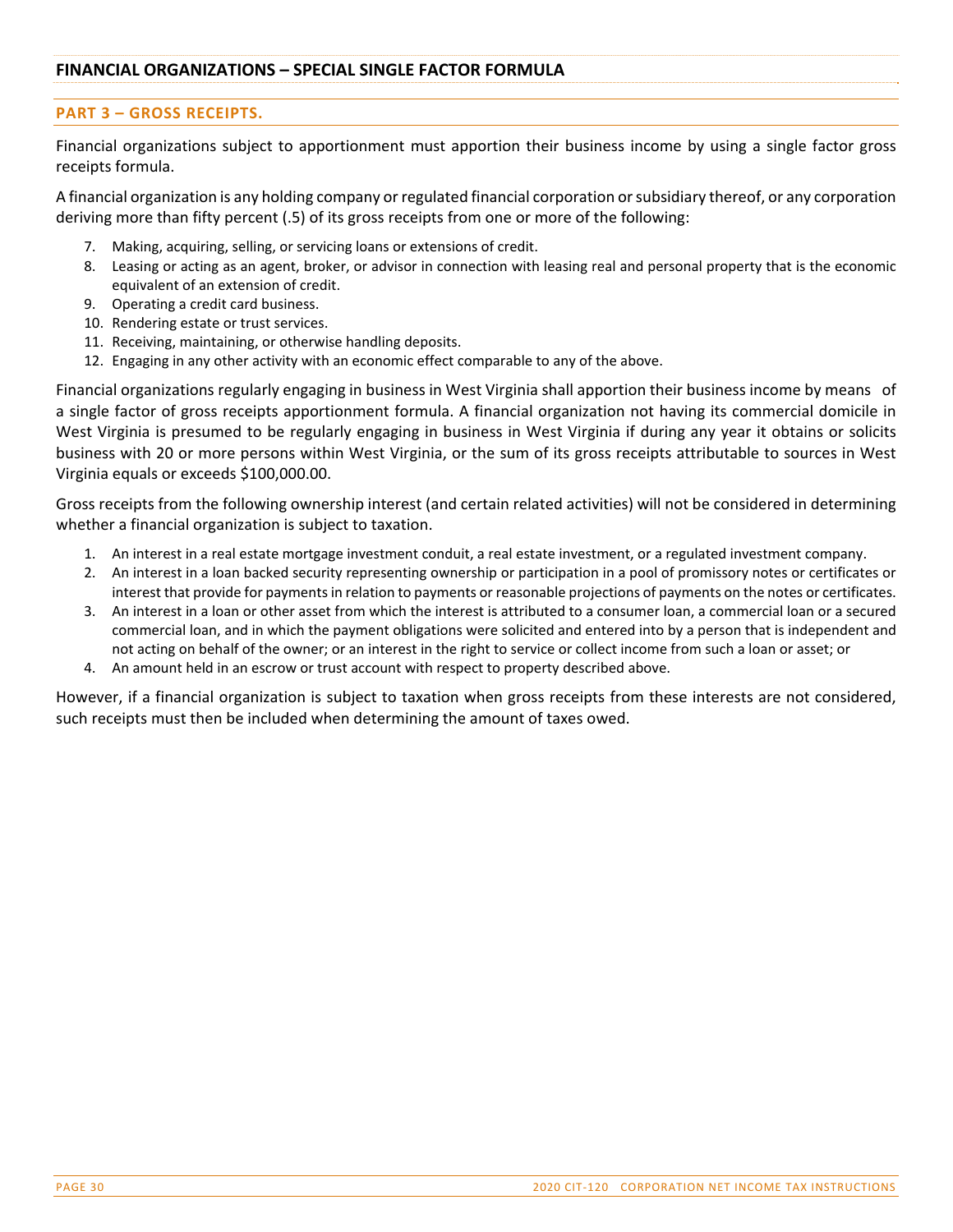## FINANCIAL ORGANIZATIONS – SPECIAL SINGLE FACTOR FORMULA

### PART 3 – GROSS RECEIPTS.

Financial organizations subject to apportionment must apportion their business income by using a single factor gross receipts formula.

A financial organization is any holding company or regulated financial corporation or subsidiary thereof, or any corporation deriving more than fifty percent (.5) of its gross receipts from one or more of the following:

7. Making, acquiring, selling, or servicing loans or extensions of credit.
8. Leasing or acting as an agent, broker, or advisor in connection with leasing real and personal property that is the economic equivalent of an extension of credit.
9. Operating a credit card business.
10. Rendering estate or trust services.
11. Receiving, maintaining, or otherwise handling deposits.
12. Engaging in any other activity with an economic effect comparable to any of the above.

Financial organizations regularly engaging in business in West Virginia shall apportion their business income by means of a single factor of gross receipts apportionment formula. A financial organization not having its commercial domicile in West Virginia is presumed to be regularly engaging in business in West Virginia if during any year it obtains or solicits business with 20 or more persons within West Virginia, or the sum of its gross receipts attributable to sources in West Virginia equals or exceeds $100,000.00.

Gross receipts from the following ownership interest (and certain related activities) will not be considered in determining whether a financial organization is subject to taxation.

1. An interest in a real estate mortgage investment conduit, a real estate investment, or a regulated investment company.
2. An interest in a loan backed security representing ownership or participation in a pool of promissory notes or certificates or interest that provide for payments in relation to payments or reasonable projections of payments on the notes or certificates.
3. An interest in a loan or other asset from which the interest is attributed to a consumer loan, a commercial loan or a secured commercial loan, and in which the payment obligations were solicited and entered into by a person that is independent and not acting on behalf of the owner; or an interest in the right to service or collect income from such a loan or asset; or
4. An amount held in an escrow or trust account with respect to property described above.

However, if a financial organization is subject to taxation when gross receipts from these interests are not considered, such receipts must then be included when determining the amount of taxes owed.